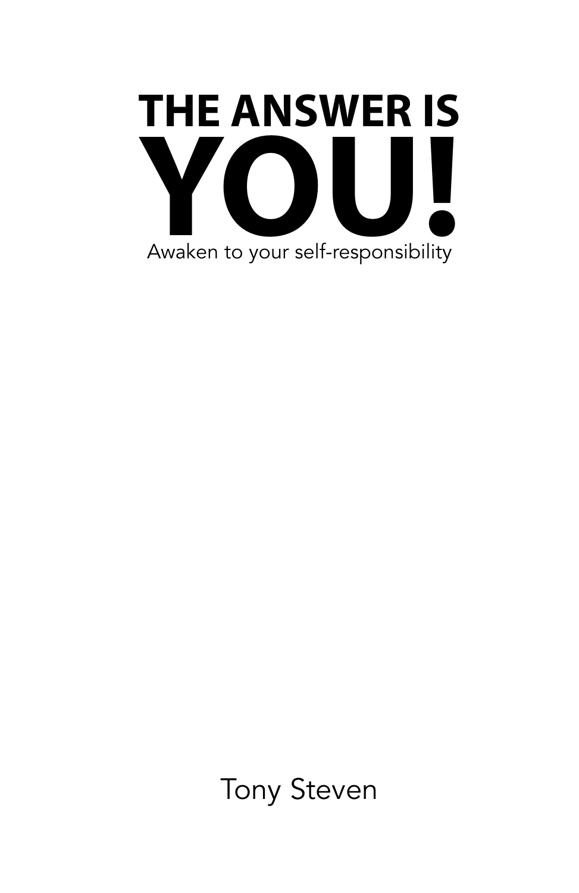# THE ANSWER IS YOU!

Awaken to your self-responsibility

Tony Steven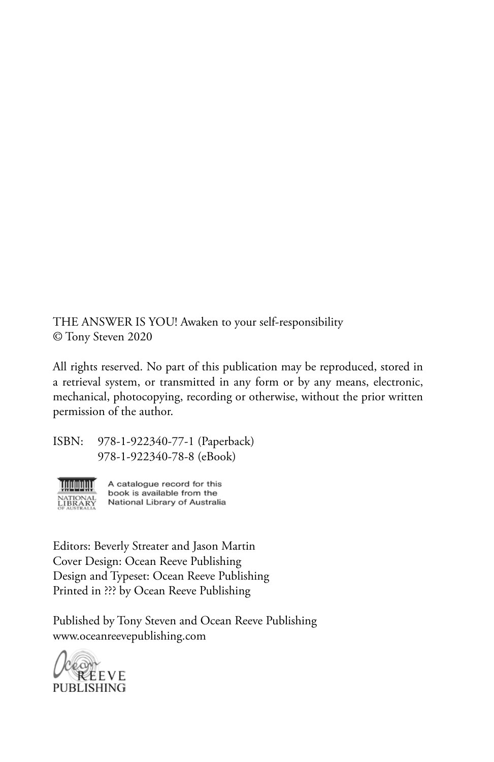THE ANSWER IS YOU! Awaken to your self-responsibility
© Tony Steven 2020

All rights reserved. No part of this publication may be reproduced, stored in a retrieval system, or transmitted in any form or by any means, electronic, mechanical, photocopying, recording or otherwise, without the prior written permission of the author.

ISBN: 978-1-922340-77-1 (Paperback)
978-1-922340-78-8 (eBook)

A catalogue record for this book is available from the National Library of Australia

Editors: Beverly Streater and Jason Martin
Cover Design: Ocean Reeve Publishing
Design and Typeset: Ocean Reeve Publishing
Printed in ??? by Ocean Reeve Publishing

Published by Tony Steven and Ocean Reeve Publishing
www.oceanreevepublishing.com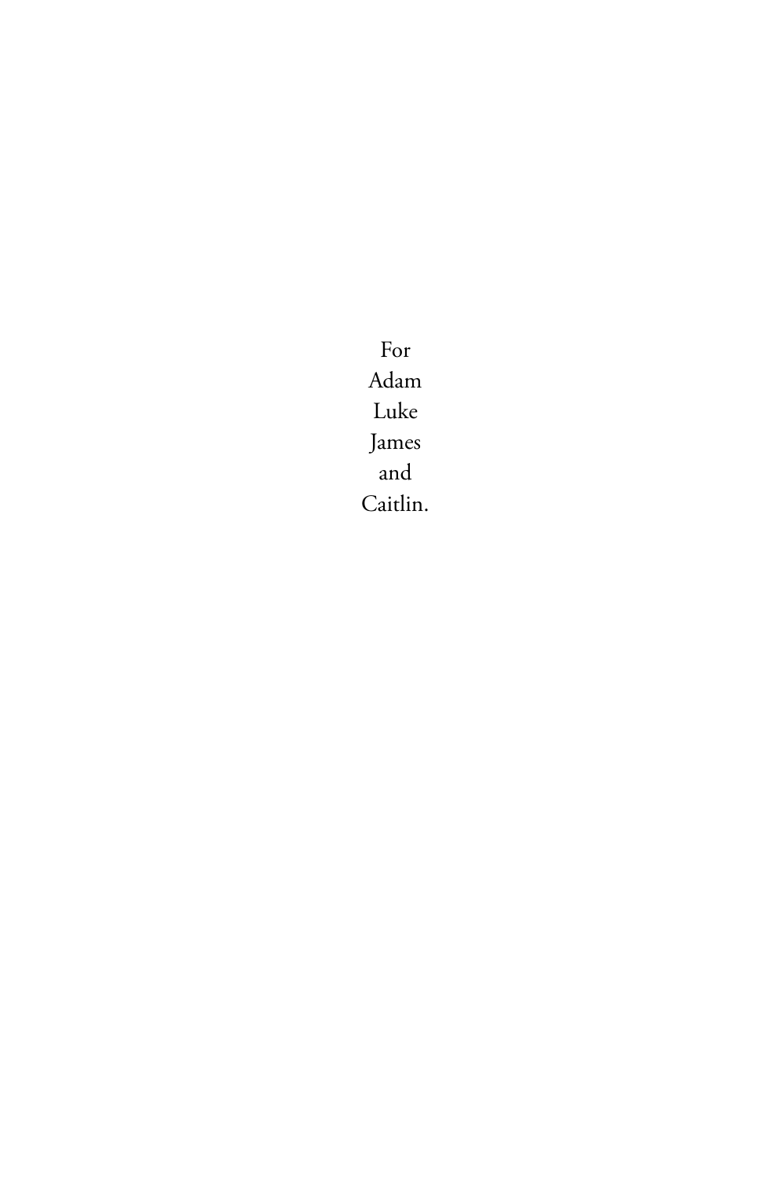For
Adam
Luke
James
and
Caitlin.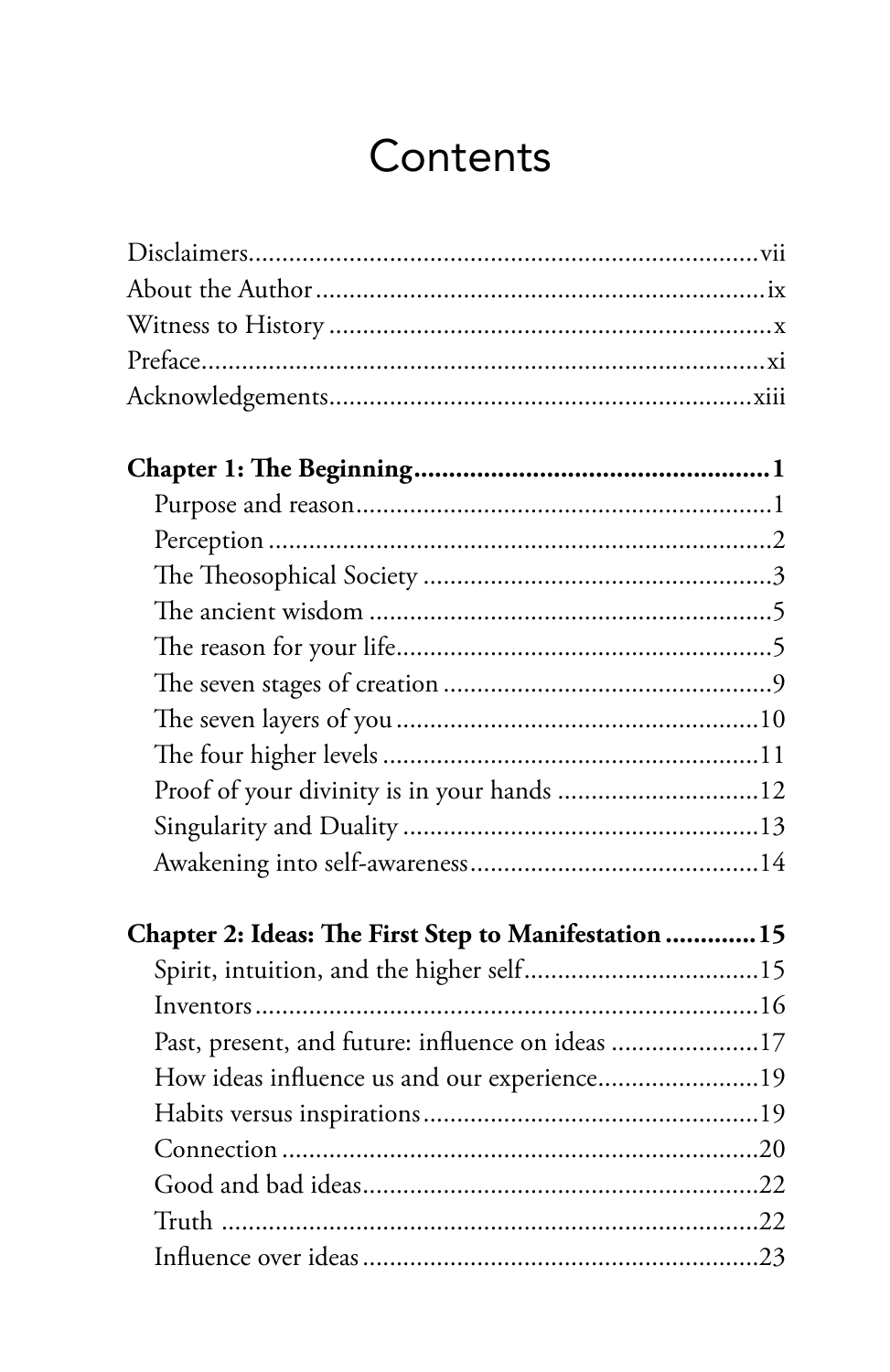# Contents

Disclaimers ........ vii
About the Author ........ ix
Witness to History ........ x
Preface ........ xi
Acknowledgements ........ xiii

**Chapter 1: The Beginning ........ 1**

- Purpose and reason ........ 1
- Perception ........ 2
- The Theosophical Society ........ 3
- The ancient wisdom ........ 5
- The reason for your life ........ 5
- The seven stages of creation ........ 9
- The seven layers of you ........ 10
- The four higher levels ........ 11
- Proof of your divinity is in your hands ........ 12
- Singularity and Duality ........ 13
- Awakening into self-awareness ........ 14

**Chapter 2: Ideas: The First Step to Manifestation ........ 15**

- Spirit, intuition, and the higher self ........ 15
- Inventors ........ 16
- Past, present, and future: influence on ideas ........ 17
- How ideas influence us and our experience ........ 19
- Habits versus inspirations ........ 19
- Connection ........ 20
- Good and bad ideas ........ 22
- Truth ........ 22
- Influence over ideas ........ 23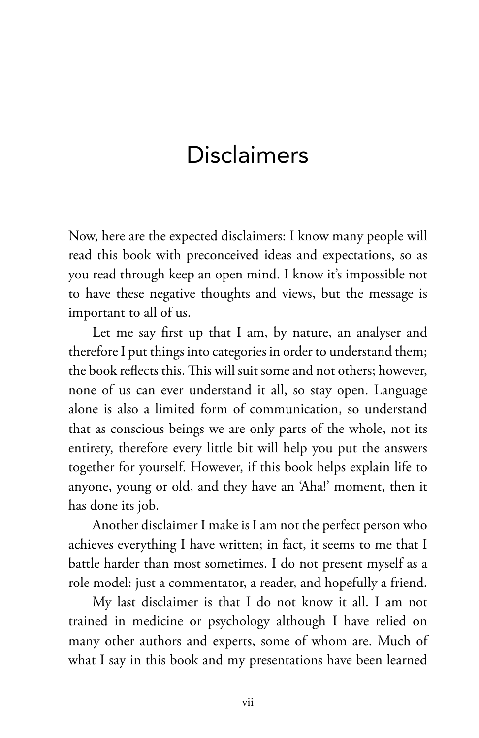# Disclaimers

Now, here are the expected disclaimers: I know many people will read this book with preconceived ideas and expectations, so as you read through keep an open mind. I know it's impossible not to have these negative thoughts and views, but the message is important to all of us.

Let me say first up that I am, by nature, an analyser and therefore I put things into categories in order to understand them; the book reflects this. This will suit some and not others; however, none of us can ever understand it all, so stay open. Language alone is also a limited form of communication, so understand that as conscious beings we are only parts of the whole, not its entirety, therefore every little bit will help you put the answers together for yourself. However, if this book helps explain life to anyone, young or old, and they have an 'Aha!' moment, then it has done its job.

Another disclaimer I make is I am not the perfect person who achieves everything I have written; in fact, it seems to me that I battle harder than most sometimes. I do not present myself as a role model: just a commentator, a reader, and hopefully a friend.

My last disclaimer is that I do not know it all. I am not trained in medicine or psychology although I have relied on many other authors and experts, some of whom are. Much of what I say in this book and my presentations have been learned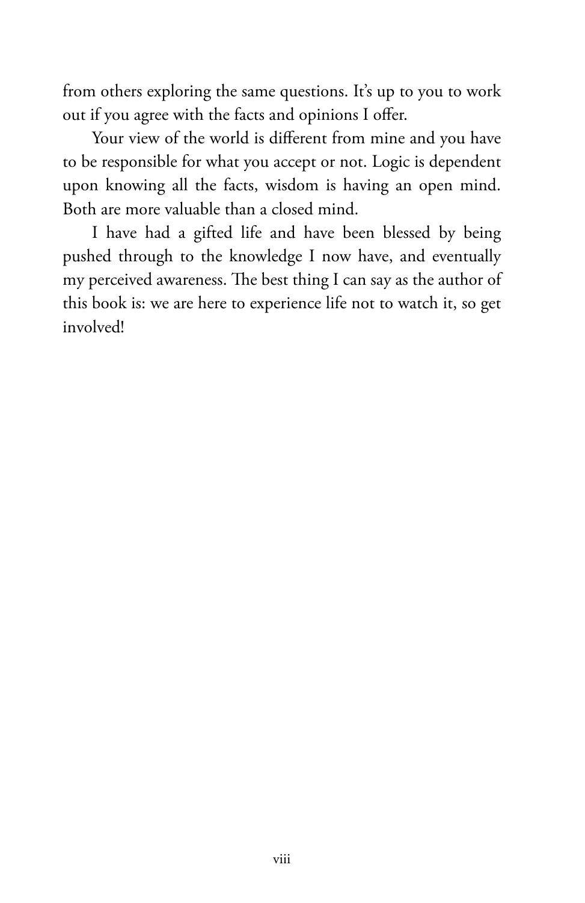from others exploring the same questions. It's up to you to work out if you agree with the facts and opinions I offer.

Your view of the world is different from mine and you have to be responsible for what you accept or not. Logic is dependent upon knowing all the facts, wisdom is having an open mind. Both are more valuable than a closed mind.

I have had a gifted life and have been blessed by being pushed through to the knowledge I now have, and eventually my perceived awareness. The best thing I can say as the author of this book is: we are here to experience life not to watch it, so get involved!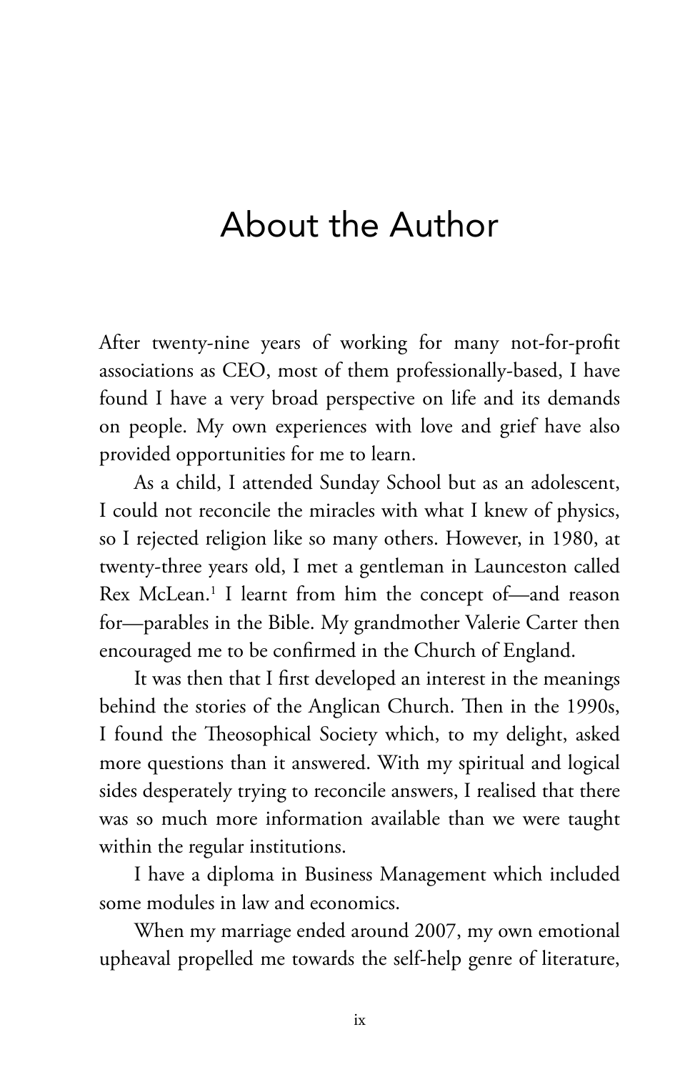# About the Author

After twenty-nine years of working for many not-for-profit associations as CEO, most of them professionally-based, I have found I have a very broad perspective on life and its demands on people. My own experiences with love and grief have also provided opportunities for me to learn.

As a child, I attended Sunday School but as an adolescent, I could not reconcile the miracles with what I knew of physics, so I rejected religion like so many others. However, in 1980, at twenty-three years old, I met a gentleman in Launceston called Rex McLean.[1] I learnt from him the concept of—and reason for—parables in the Bible. My grandmother Valerie Carter then encouraged me to be confirmed in the Church of England.

It was then that I first developed an interest in the meanings behind the stories of the Anglican Church. Then in the 1990s, I found the Theosophical Society which, to my delight, asked more questions than it answered. With my spiritual and logical sides desperately trying to reconcile answers, I realised that there was so much more information available than we were taught within the regular institutions.

I have a diploma in Business Management which included some modules in law and economics.

When my marriage ended around 2007, my own emotional upheaval propelled me towards the self-help genre of literature,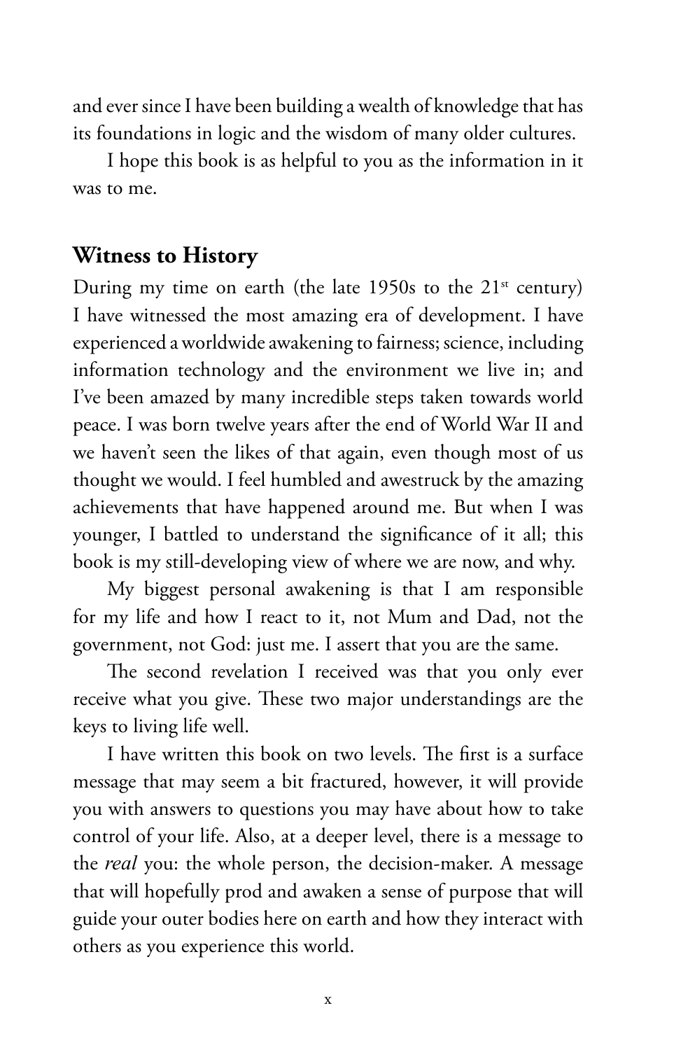and ever since I have been building a wealth of knowledge that has its foundations in logic and the wisdom of many older cultures.

I hope this book is as helpful to you as the information in it was to me.

## Witness to History

During my time on earth (the late 1950s to the 21st century) I have witnessed the most amazing era of development. I have experienced a worldwide awakening to fairness; science, including information technology and the environment we live in; and I've been amazed by many incredible steps taken towards world peace. I was born twelve years after the end of World War II and we haven't seen the likes of that again, even though most of us thought we would. I feel humbled and awestruck by the amazing achievements that have happened around me. But when I was younger, I battled to understand the significance of it all; this book is my still-developing view of where we are now, and why.

My biggest personal awakening is that I am responsible for my life and how I react to it, not Mum and Dad, not the government, not God: just me. I assert that you are the same.

The second revelation I received was that you only ever receive what you give. These two major understandings are the keys to living life well.

I have written this book on two levels. The first is a surface message that may seem a bit fractured, however, it will provide you with answers to questions you may have about how to take control of your life. Also, at a deeper level, there is a message to the *real* you: the whole person, the decision-maker. A message that will hopefully prod and awaken a sense of purpose that will guide your outer bodies here on earth and how they interact with others as you experience this world.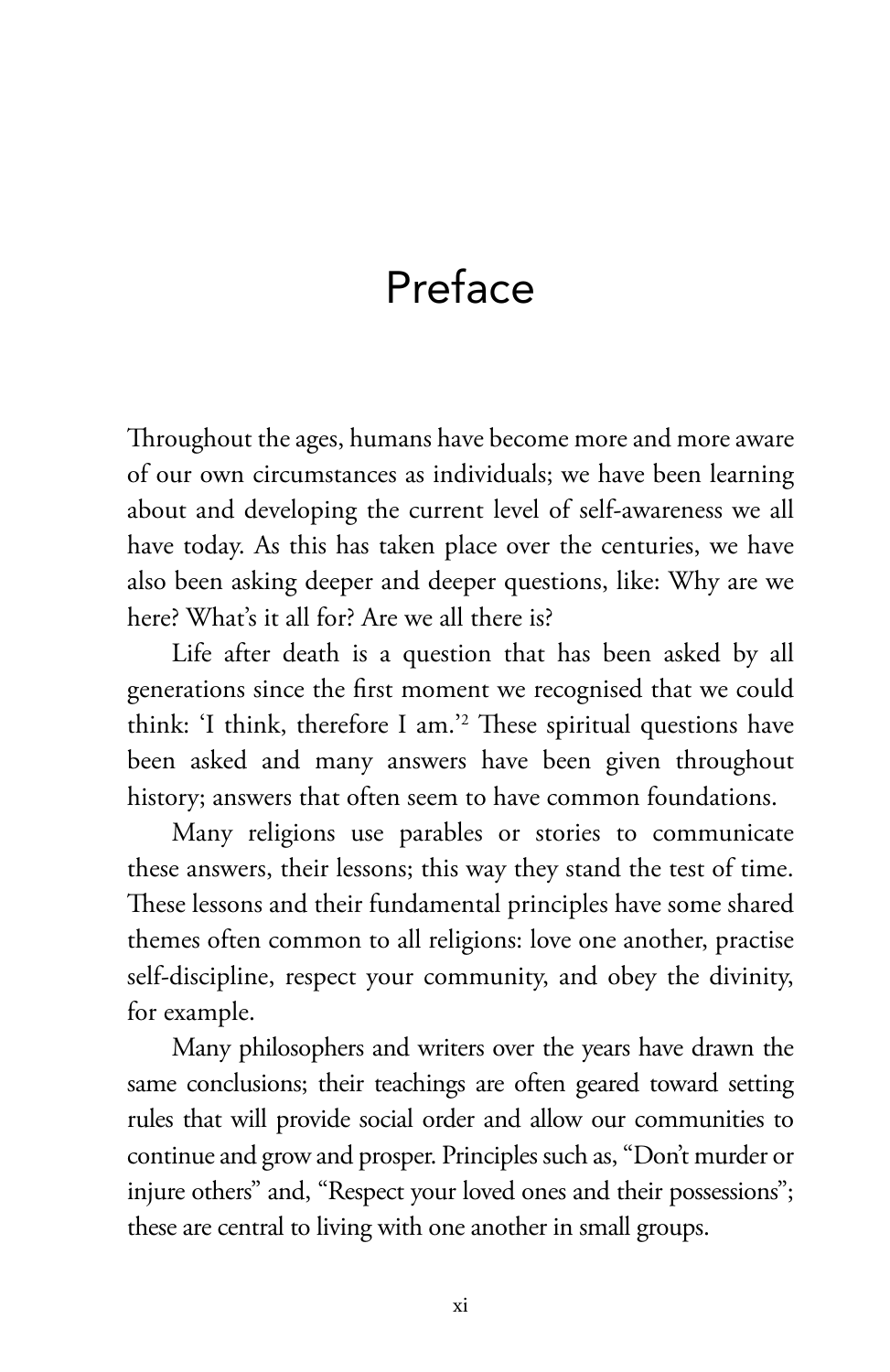# Preface

Throughout the ages, humans have become more and more aware of our own circumstances as individuals; we have been learning about and developing the current level of self-awareness we all have today. As this has taken place over the centuries, we have also been asking deeper and deeper questions, like: Why are we here? What's it all for? Are we all there is?

Life after death is a question that has been asked by all generations since the first moment we recognised that we could think: 'I think, therefore I am.'[2] These spiritual questions have been asked and many answers have been given throughout history; answers that often seem to have common foundations.

Many religions use parables or stories to communicate these answers, their lessons; this way they stand the test of time. These lessons and their fundamental principles have some shared themes often common to all religions: love one another, practise self-discipline, respect your community, and obey the divinity, for example.

Many philosophers and writers over the years have drawn the same conclusions; their teachings are often geared toward setting rules that will provide social order and allow our communities to continue and grow and prosper. Principles such as, "Don't murder or injure others" and, "Respect your loved ones and their possessions"; these are central to living with one another in small groups.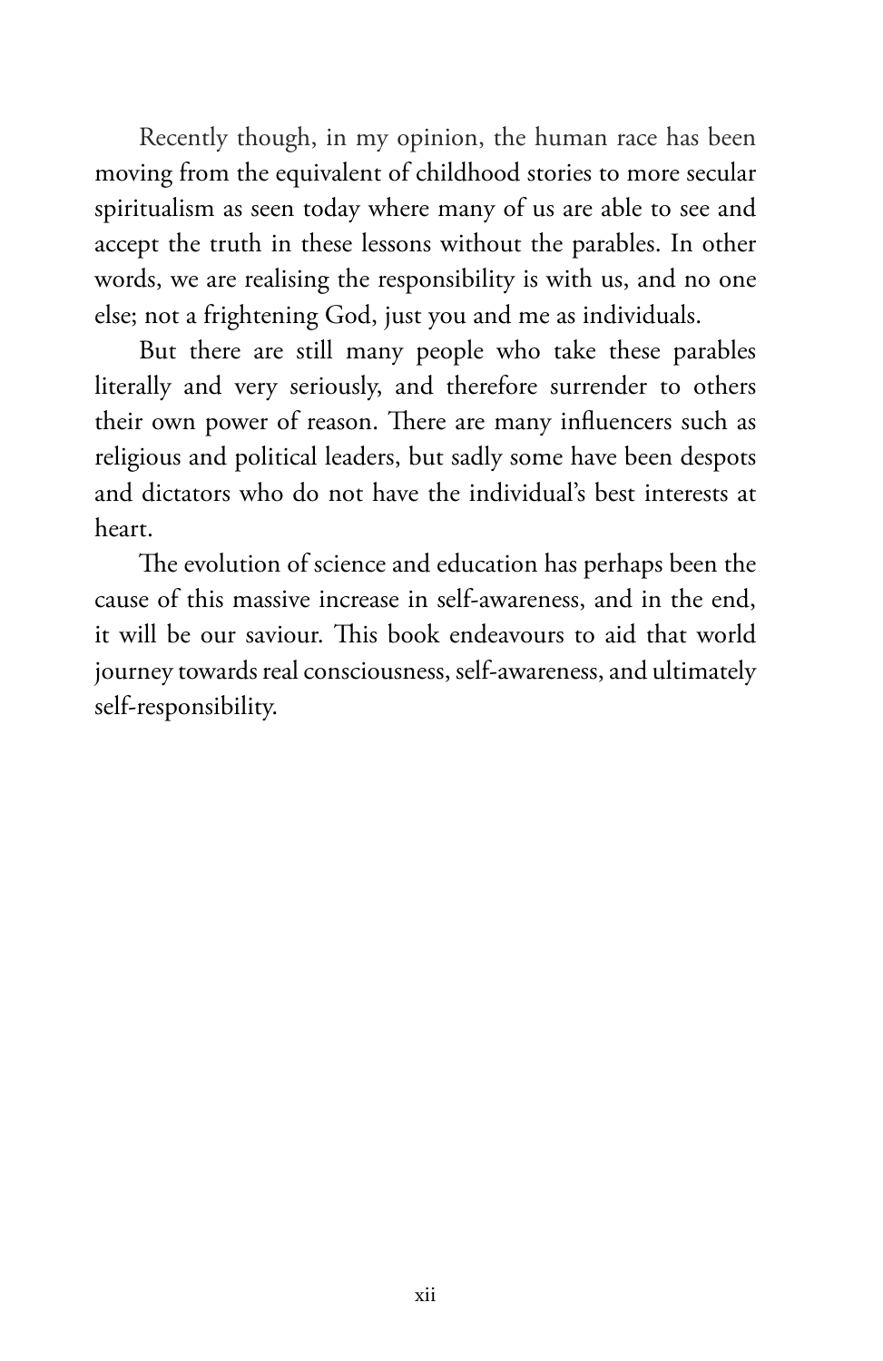Recently though, in my opinion, the human race has been moving from the equivalent of childhood stories to more secular spiritualism as seen today where many of us are able to see and accept the truth in these lessons without the parables. In other words, we are realising the responsibility is with us, and no one else; not a frightening God, just you and me as individuals.

But there are still many people who take these parables literally and very seriously, and therefore surrender to others their own power of reason. There are many influencers such as religious and political leaders, but sadly some have been despots and dictators who do not have the individual's best interests at heart.

The evolution of science and education has perhaps been the cause of this massive increase in self-awareness, and in the end, it will be our saviour. This book endeavours to aid that world journey towards real consciousness, self-awareness, and ultimately self-responsibility.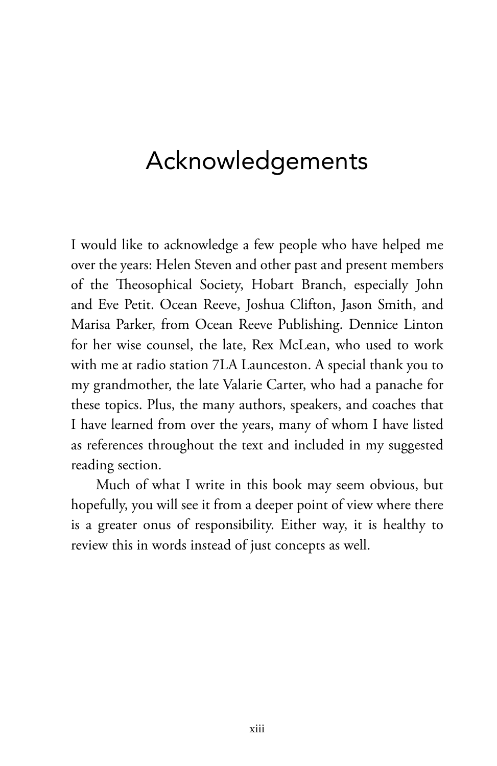# Acknowledgements

I would like to acknowledge a few people who have helped me over the years: Helen Steven and other past and present members of the Theosophical Society, Hobart Branch, especially John and Eve Petit. Ocean Reeve, Joshua Clifton, Jason Smith, and Marisa Parker, from Ocean Reeve Publishing. Dennice Linton for her wise counsel, the late, Rex McLean, who used to work with me at radio station 7LA Launceston. A special thank you to my grandmother, the late Valarie Carter, who had a panache for these topics. Plus, the many authors, speakers, and coaches that I have learned from over the years, many of whom I have listed as references throughout the text and included in my suggested reading section.

Much of what I write in this book may seem obvious, but hopefully, you will see it from a deeper point of view where there is a greater onus of responsibility. Either way, it is healthy to review this in words instead of just concepts as well.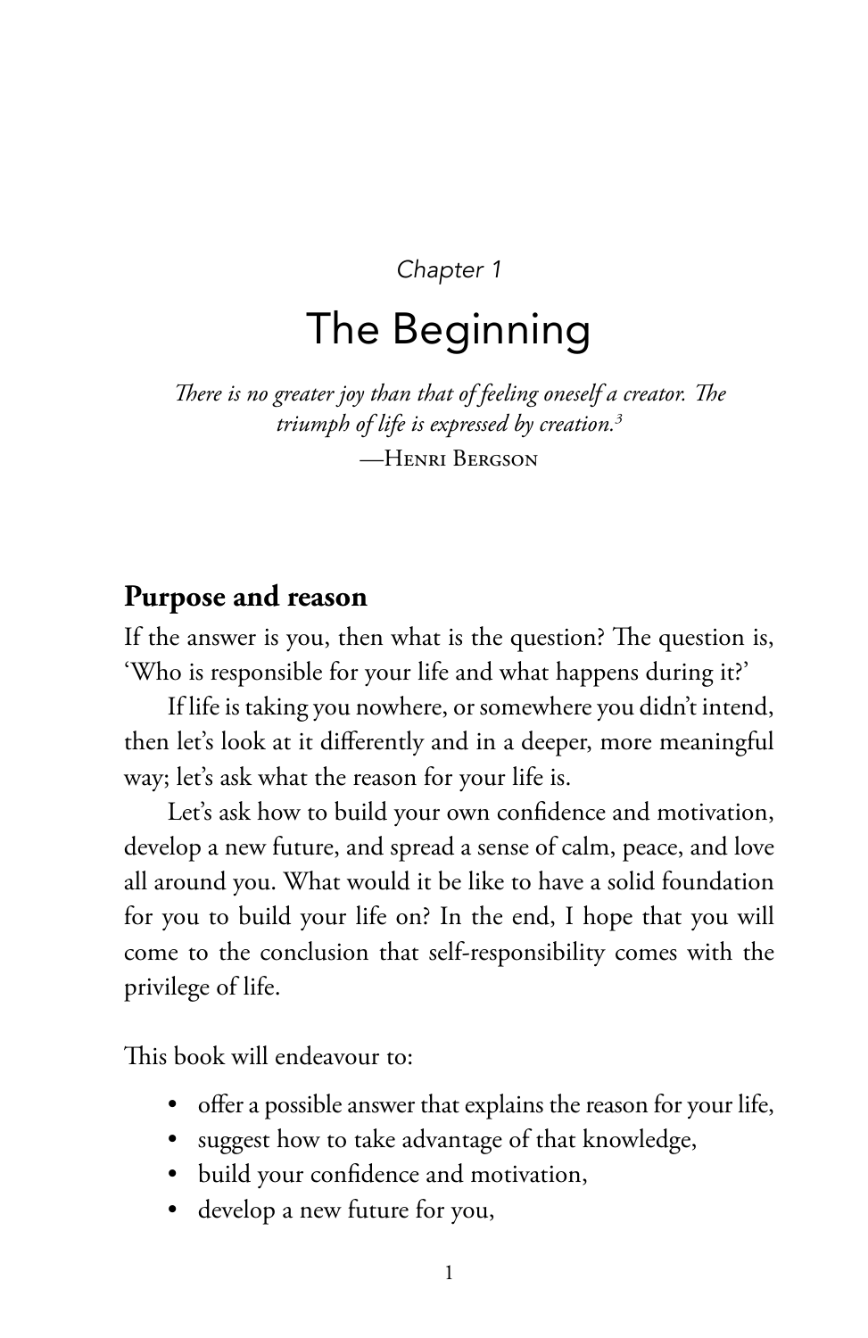*Chapter 1*

# The Beginning

*There is no greater joy than that of feeling oneself a creator. The triumph of life is expressed by creation.*[3]

—Henri Bergson

## Purpose and reason

If the answer is you, then what is the question? The question is, 'Who is responsible for your life and what happens during it?'

If life is taking you nowhere, or somewhere you didn't intend, then let's look at it differently and in a deeper, more meaningful way; let's ask what the reason for your life is.

Let's ask how to build your own confidence and motivation, develop a new future, and spread a sense of calm, peace, and love all around you. What would it be like to have a solid foundation for you to build your life on? In the end, I hope that you will come to the conclusion that self-responsibility comes with the privilege of life.

This book will endeavour to:

- offer a possible answer that explains the reason for your life,
- suggest how to take advantage of that knowledge,
- build your confidence and motivation,
- develop a new future for you,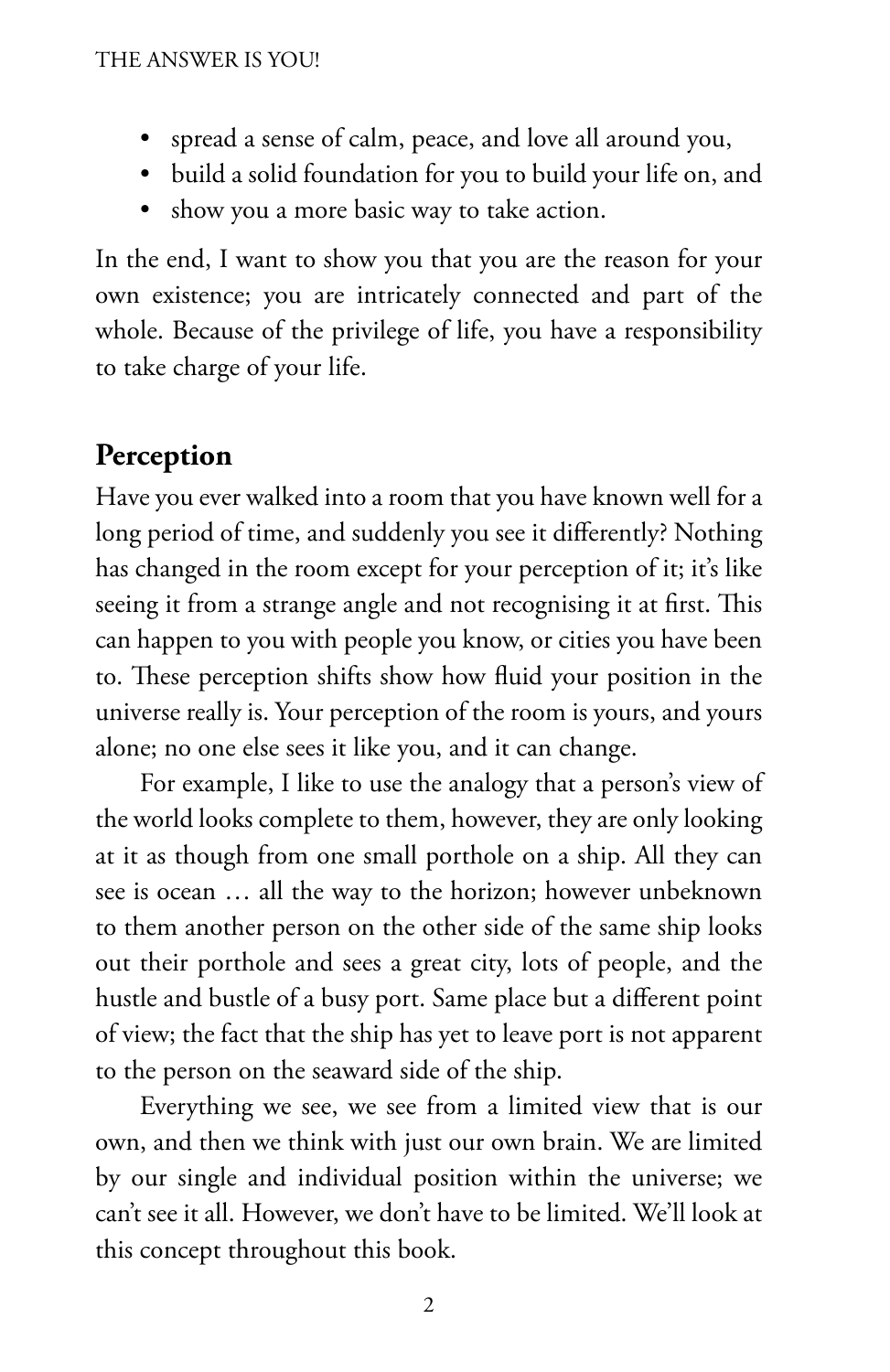- spread a sense of calm, peace, and love all around you,
- build a solid foundation for you to build your life on, and
- show you a more basic way to take action.

In the end, I want to show you that you are the reason for your own existence; you are intricately connected and part of the whole. Because of the privilege of life, you have a responsibility to take charge of your life.

## Perception

Have you ever walked into a room that you have known well for a long period of time, and suddenly you see it differently? Nothing has changed in the room except for your perception of it; it's like seeing it from a strange angle and not recognising it at first. This can happen to you with people you know, or cities you have been to. These perception shifts show how fluid your position in the universe really is. Your perception of the room is yours, and yours alone; no one else sees it like you, and it can change.

For example, I like to use the analogy that a person's view of the world looks complete to them, however, they are only looking at it as though from one small porthole on a ship. All they can see is ocean … all the way to the horizon; however unbeknown to them another person on the other side of the same ship looks out their porthole and sees a great city, lots of people, and the hustle and bustle of a busy port. Same place but a different point of view; the fact that the ship has yet to leave port is not apparent to the person on the seaward side of the ship.

Everything we see, we see from a limited view that is our own, and then we think with just our own brain. We are limited by our single and individual position within the universe; we can't see it all. However, we don't have to be limited. We'll look at this concept throughout this book.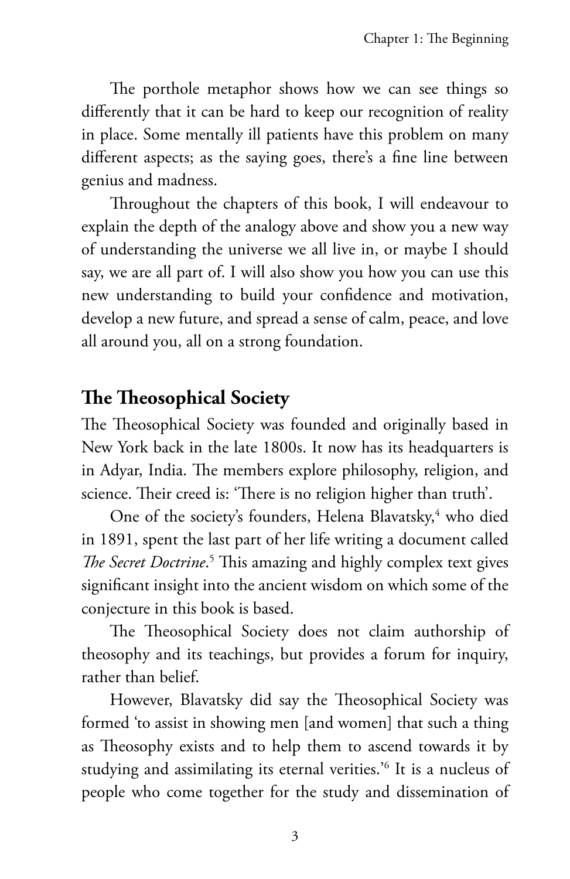The porthole metaphor shows how we can see things so differently that it can be hard to keep our recognition of reality in place. Some mentally ill patients have this problem on many different aspects; as the saying goes, there's a fine line between genius and madness.

Throughout the chapters of this book, I will endeavour to explain the depth of the analogy above and show you a new way of understanding the universe we all live in, or maybe I should say, we are all part of. I will also show you how you can use this new understanding to build your confidence and motivation, develop a new future, and spread a sense of calm, peace, and love all around you, all on a strong foundation.

## The Theosophical Society

The Theosophical Society was founded and originally based in New York back in the late 1800s. It now has its headquarters is in Adyar, India. The members explore philosophy, religion, and science. Their creed is: 'There is no religion higher than truth'.

One of the society's founders, Helena Blavatsky,[4] who died in 1891, spent the last part of her life writing a document called *The Secret Doctrine*.[5] This amazing and highly complex text gives significant insight into the ancient wisdom on which some of the conjecture in this book is based.

The Theosophical Society does not claim authorship of theosophy and its teachings, but provides a forum for inquiry, rather than belief.

However, Blavatsky did say the Theosophical Society was formed 'to assist in showing men [and women] that such a thing as Theosophy exists and to help them to ascend towards it by studying and assimilating its eternal verities.'[6] It is a nucleus of people who come together for the study and dissemination of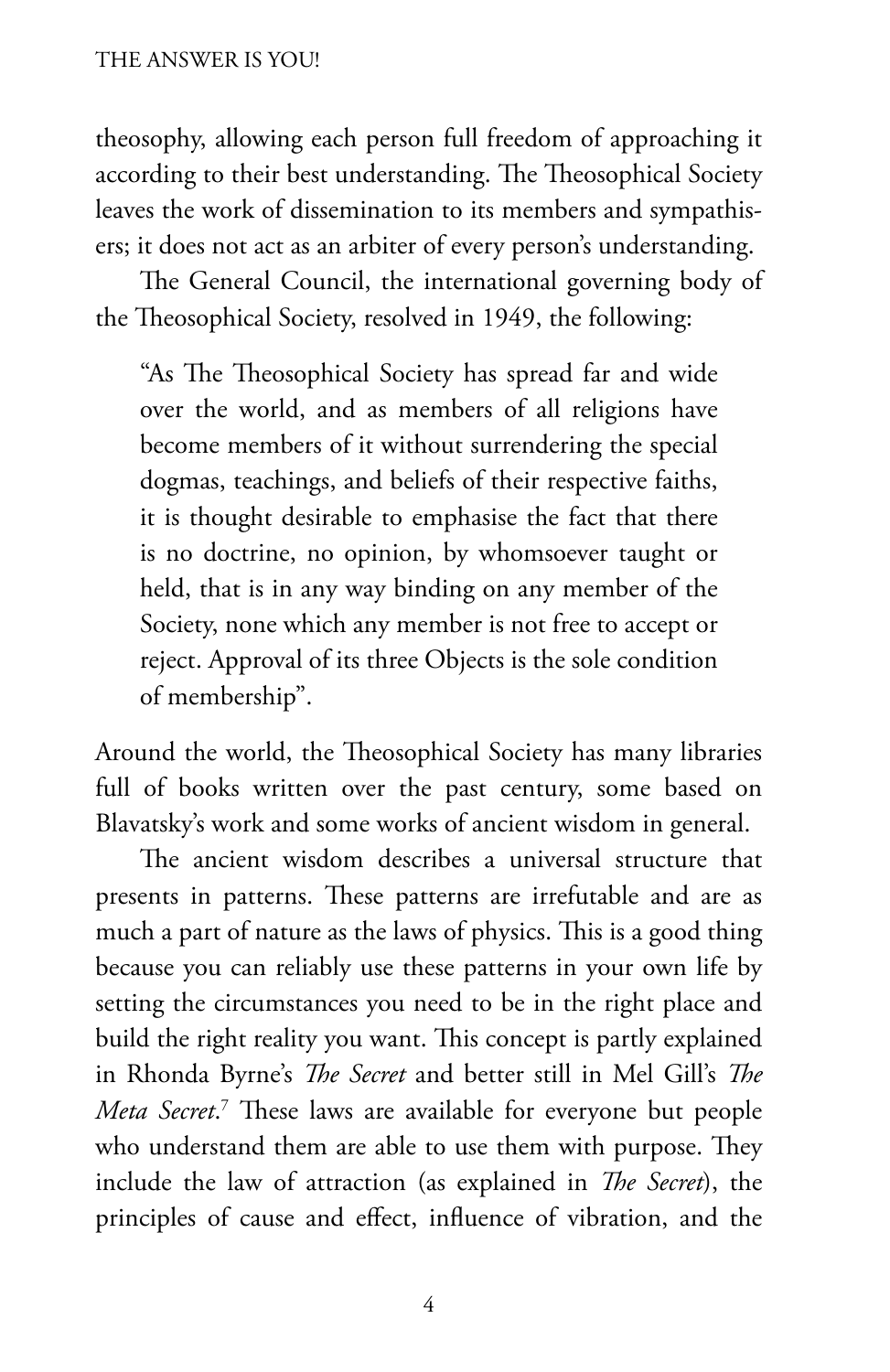theosophy, allowing each person full freedom of approaching it according to their best understanding. The Theosophical Society leaves the work of dissemination to its members and sympathisers; it does not act as an arbiter of every person's understanding.

The General Council, the international governing body of the Theosophical Society, resolved in 1949, the following:

> "As The Theosophical Society has spread far and wide over the world, and as members of all religions have become members of it without surrendering the special dogmas, teachings, and beliefs of their respective faiths, it is thought desirable to emphasise the fact that there is no doctrine, no opinion, by whomsoever taught or held, that is in any way binding on any member of the Society, none which any member is not free to accept or reject. Approval of its three Objects is the sole condition of membership".

Around the world, the Theosophical Society has many libraries full of books written over the past century, some based on Blavatsky's work and some works of ancient wisdom in general.

The ancient wisdom describes a universal structure that presents in patterns. These patterns are irrefutable and are as much a part of nature as the laws of physics. This is a good thing because you can reliably use these patterns in your own life by setting the circumstances you need to be in the right place and build the right reality you want. This concept is partly explained in Rhonda Byrne's *The Secret* and better still in Mel Gill's *The Meta Secret*.[7] These laws are available for everyone but people who understand them are able to use them with purpose. They include the law of attraction (as explained in *The Secret*), the principles of cause and effect, influence of vibration, and the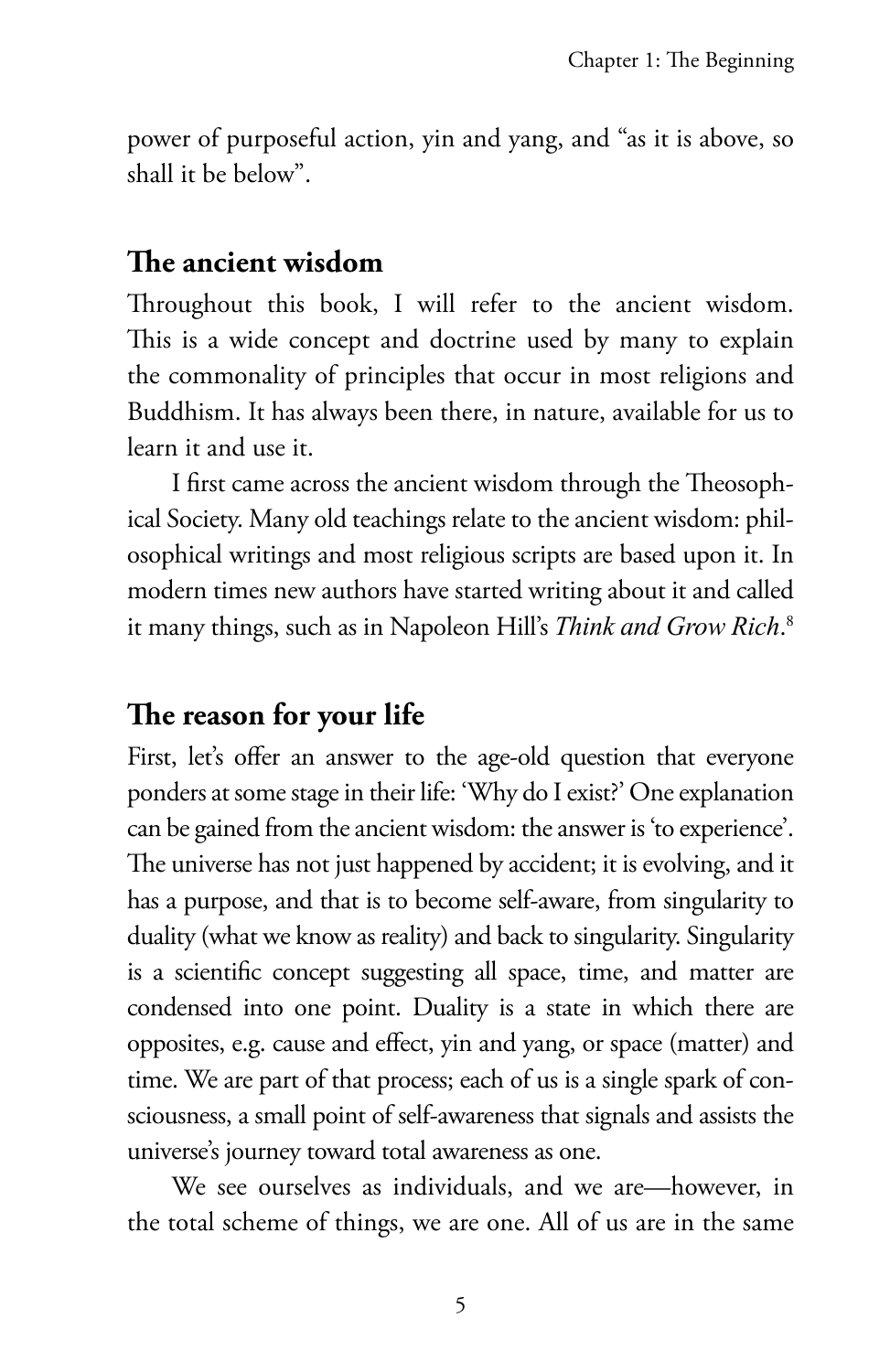power of purposeful action, yin and yang, and "as it is above, so shall it be below".

## The ancient wisdom

Throughout this book, I will refer to the ancient wisdom. This is a wide concept and doctrine used by many to explain the commonality of principles that occur in most religions and Buddhism. It has always been there, in nature, available for us to learn it and use it.

I first came across the ancient wisdom through the Theosophical Society. Many old teachings relate to the ancient wisdom: philosophical writings and most religious scripts are based upon it. In modern times new authors have started writing about it and called it many things, such as in Napoleon Hill's *Think and Grow Rich*.[8]

## The reason for your life

First, let's offer an answer to the age-old question that everyone ponders at some stage in their life: 'Why do I exist?' One explanation can be gained from the ancient wisdom: the answer is 'to experience'. The universe has not just happened by accident; it is evolving, and it has a purpose, and that is to become self-aware, from singularity to duality (what we know as reality) and back to singularity. Singularity is a scientific concept suggesting all space, time, and matter are condensed into one point. Duality is a state in which there are opposites, e.g. cause and effect, yin and yang, or space (matter) and time. We are part of that process; each of us is a single spark of consciousness, a small point of self-awareness that signals and assists the universe's journey toward total awareness as one.

We see ourselves as individuals, and we are—however, in the total scheme of things, we are one. All of us are in the same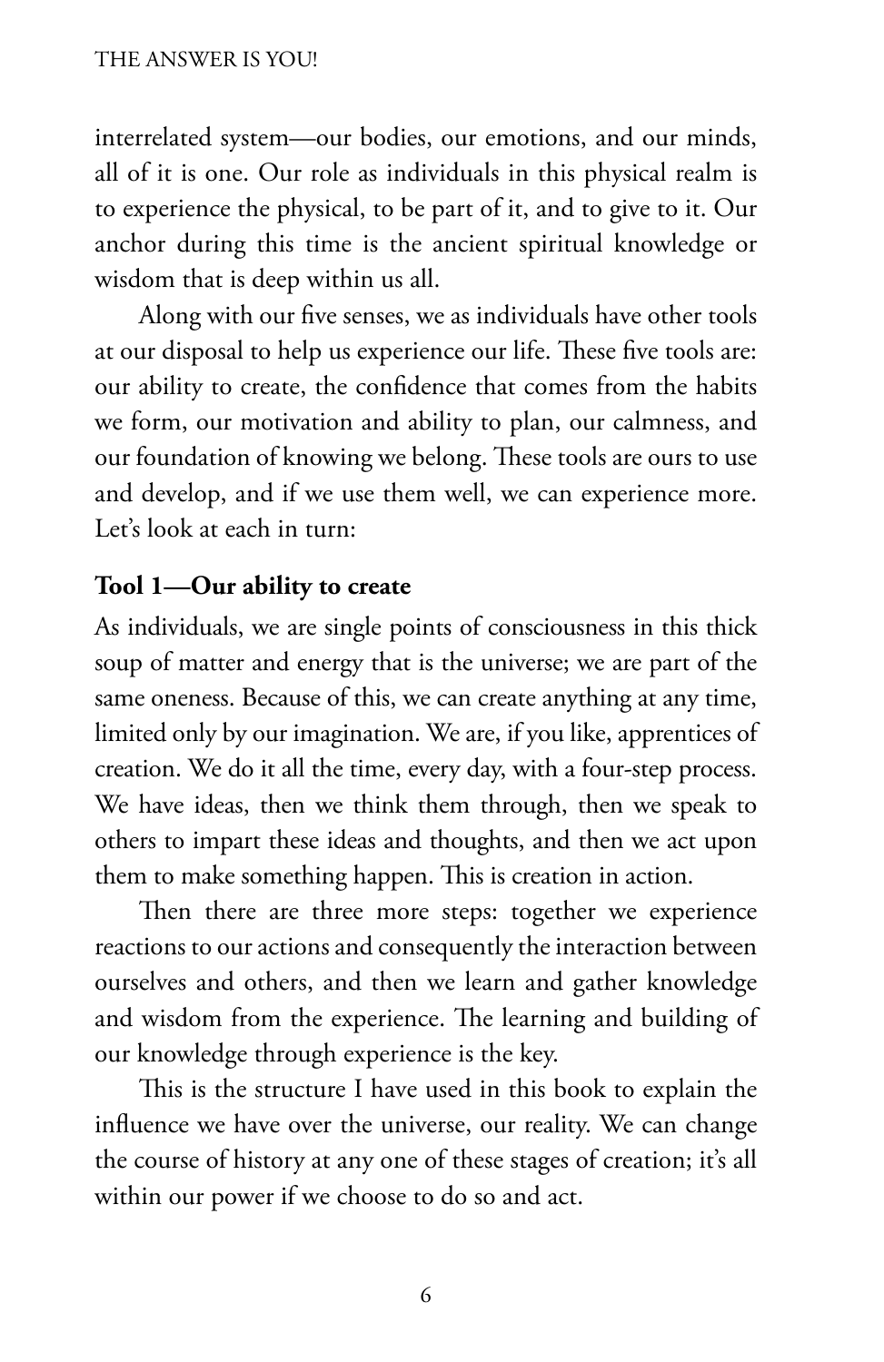interrelated system—our bodies, our emotions, and our minds, all of it is one. Our role as individuals in this physical realm is to experience the physical, to be part of it, and to give to it. Our anchor during this time is the ancient spiritual knowledge or wisdom that is deep within us all.

Along with our five senses, we as individuals have other tools at our disposal to help us experience our life. These five tools are: our ability to create, the confidence that comes from the habits we form, our motivation and ability to plan, our calmness, and our foundation of knowing we belong. These tools are ours to use and develop, and if we use them well, we can experience more. Let's look at each in turn:

**Tool 1—Our ability to create**

As individuals, we are single points of consciousness in this thick soup of matter and energy that is the universe; we are part of the same oneness. Because of this, we can create anything at any time, limited only by our imagination. We are, if you like, apprentices of creation. We do it all the time, every day, with a four-step process. We have ideas, then we think them through, then we speak to others to impart these ideas and thoughts, and then we act upon them to make something happen. This is creation in action.

Then there are three more steps: together we experience reactions to our actions and consequently the interaction between ourselves and others, and then we learn and gather knowledge and wisdom from the experience. The learning and building of our knowledge through experience is the key.

This is the structure I have used in this book to explain the influence we have over the universe, our reality. We can change the course of history at any one of these stages of creation; it's all within our power if we choose to do so and act.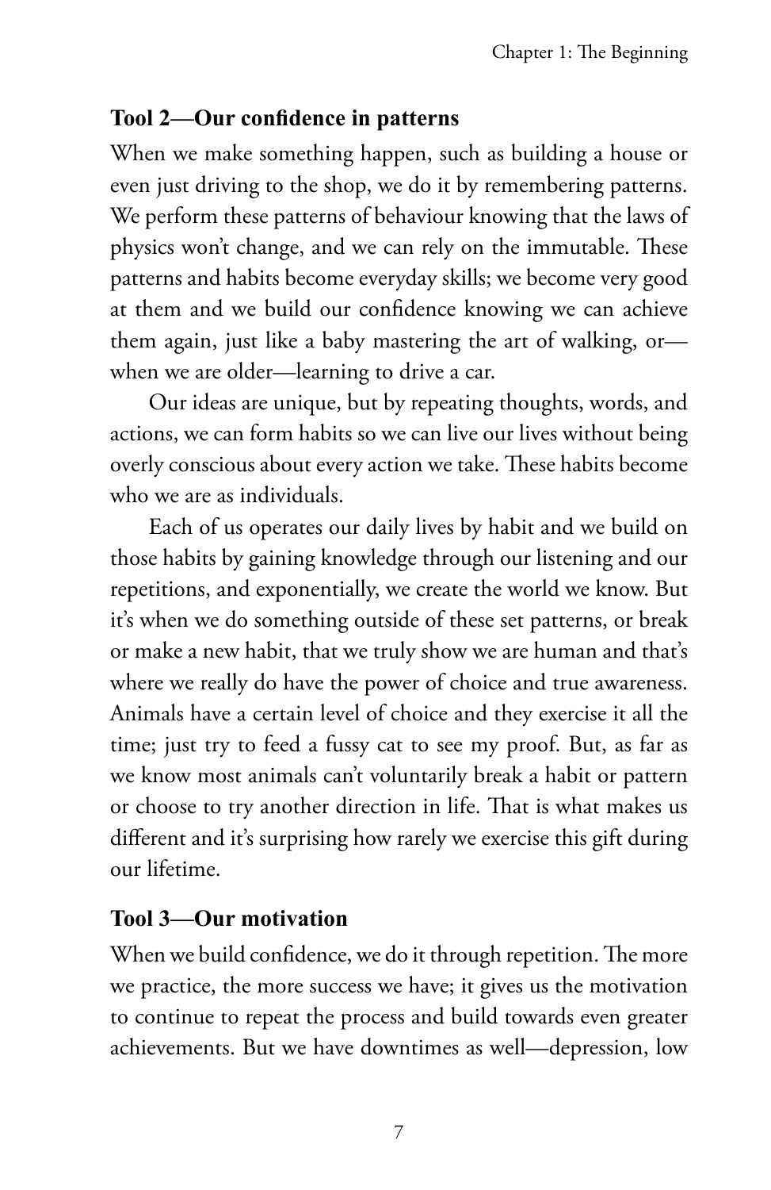### Tool 2—Our confidence in patterns

When we make something happen, such as building a house or even just driving to the shop, we do it by remembering patterns. We perform these patterns of behaviour knowing that the laws of physics won't change, and we can rely on the immutable. These patterns and habits become everyday skills; we become very good at them and we build our confidence knowing we can achieve them again, just like a baby mastering the art of walking, or—when we are older—learning to drive a car.

Our ideas are unique, but by repeating thoughts, words, and actions, we can form habits so we can live our lives without being overly conscious about every action we take. These habits become who we are as individuals.

Each of us operates our daily lives by habit and we build on those habits by gaining knowledge through our listening and our repetitions, and exponentially, we create the world we know. But it's when we do something outside of these set patterns, or break or make a new habit, that we truly show we are human and that's where we really do have the power of choice and true awareness. Animals have a certain level of choice and they exercise it all the time; just try to feed a fussy cat to see my proof. But, as far as we know most animals can't voluntarily break a habit or pattern or choose to try another direction in life. That is what makes us different and it's surprising how rarely we exercise this gift during our lifetime.

### Tool 3—Our motivation

When we build confidence, we do it through repetition. The more we practice, the more success we have; it gives us the motivation to continue to repeat the process and build towards even greater achievements. But we have downtimes as well—depression, low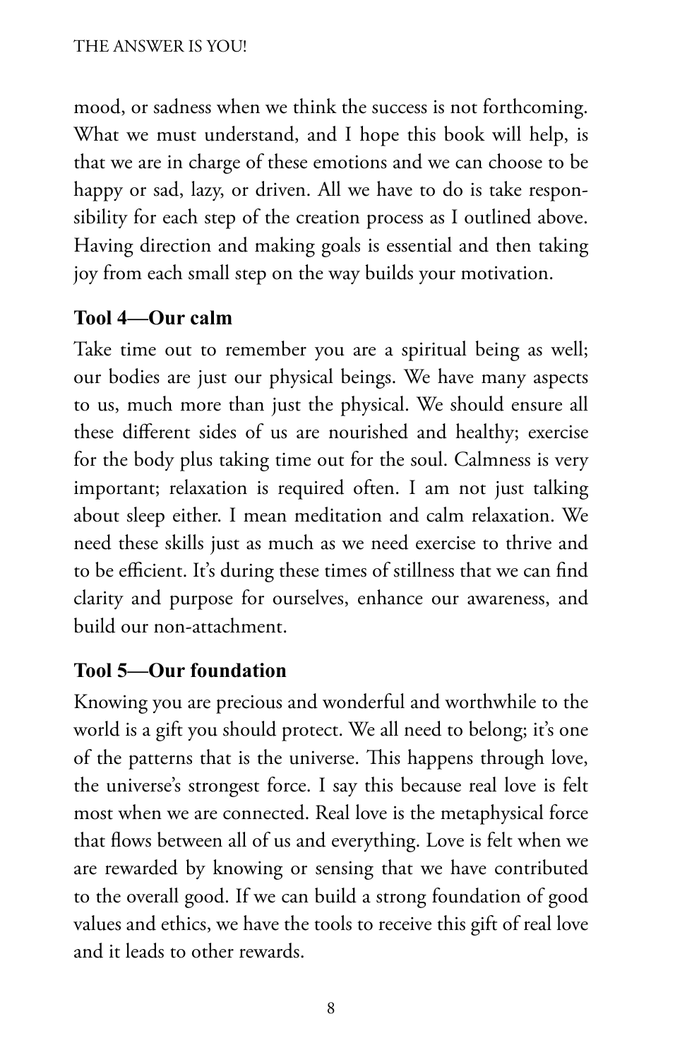mood, or sadness when we think the success is not forthcoming. What we must understand, and I hope this book will help, is that we are in charge of these emotions and we can choose to be happy or sad, lazy, or driven. All we have to do is take responsibility for each step of the creation process as I outlined above. Having direction and making goals is essential and then taking joy from each small step on the way builds your motivation.

### Tool 4—Our calm

Take time out to remember you are a spiritual being as well; our bodies are just our physical beings. We have many aspects to us, much more than just the physical. We should ensure all these different sides of us are nourished and healthy; exercise for the body plus taking time out for the soul. Calmness is very important; relaxation is required often. I am not just talking about sleep either. I mean meditation and calm relaxation. We need these skills just as much as we need exercise to thrive and to be efficient. It's during these times of stillness that we can find clarity and purpose for ourselves, enhance our awareness, and build our non-attachment.

### Tool 5—Our foundation

Knowing you are precious and wonderful and worthwhile to the world is a gift you should protect. We all need to belong; it's one of the patterns that is the universe. This happens through love, the universe's strongest force. I say this because real love is felt most when we are connected. Real love is the metaphysical force that flows between all of us and everything. Love is felt when we are rewarded by knowing or sensing that we have contributed to the overall good. If we can build a strong foundation of good values and ethics, we have the tools to receive this gift of real love and it leads to other rewards.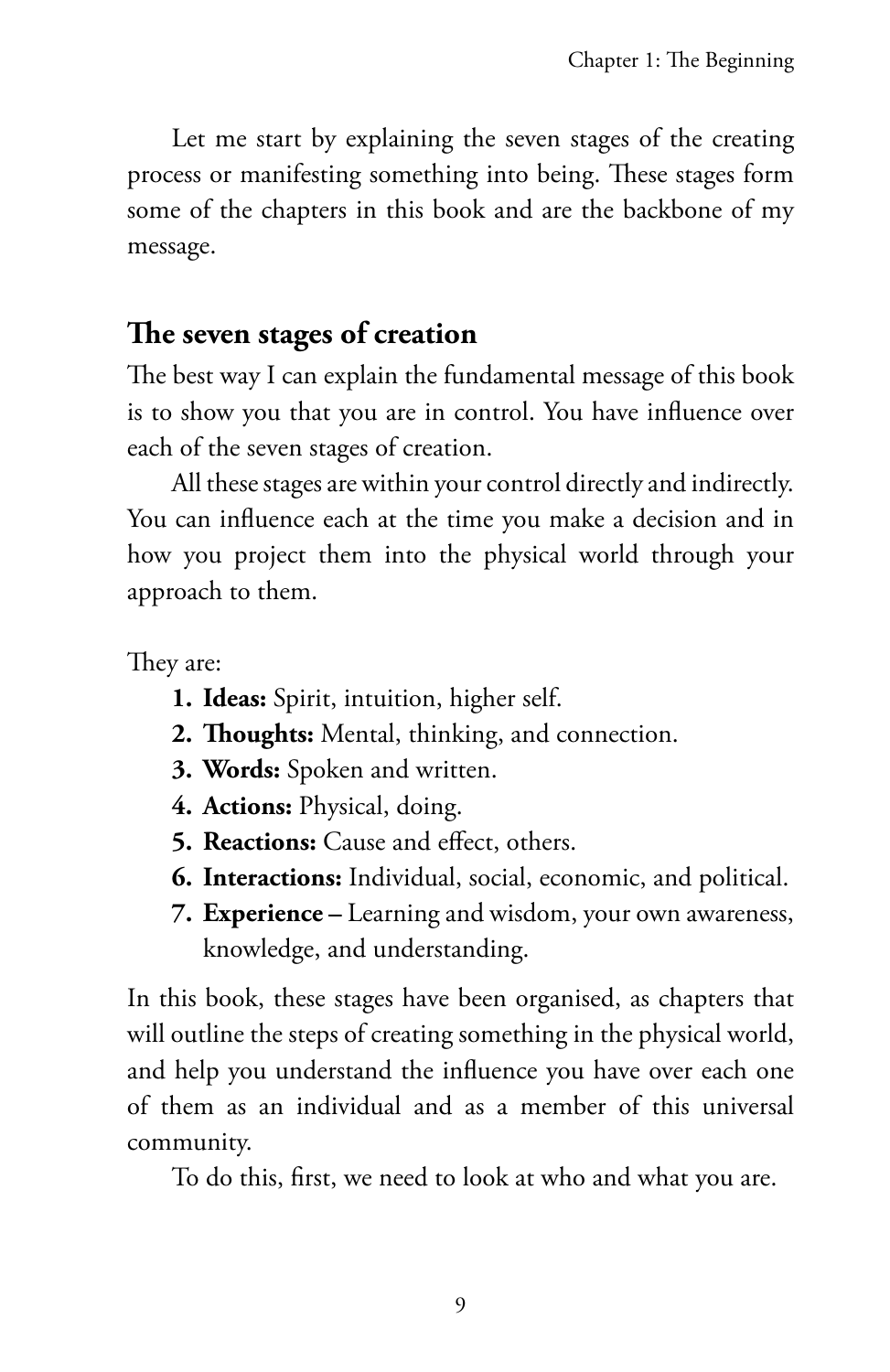Let me start by explaining the seven stages of the creating process or manifesting something into being. These stages form some of the chapters in this book and are the backbone of my message.

## The seven stages of creation

The best way I can explain the fundamental message of this book is to show you that you are in control. You have influence over each of the seven stages of creation.

All these stages are within your control directly and indirectly. You can influence each at the time you make a decision and in how you project them into the physical world through your approach to them.

They are:

1. **Ideas:** Spirit, intuition, higher self.
2. **Thoughts:** Mental, thinking, and connection.
3. **Words:** Spoken and written.
4. **Actions:** Physical, doing.
5. **Reactions:** Cause and effect, others.
6. **Interactions:** Individual, social, economic, and political.
7. **Experience –** Learning and wisdom, your own awareness, knowledge, and understanding.

In this book, these stages have been organised, as chapters that will outline the steps of creating something in the physical world, and help you understand the influence you have over each one of them as an individual and as a member of this universal community.

To do this, first, we need to look at who and what you are.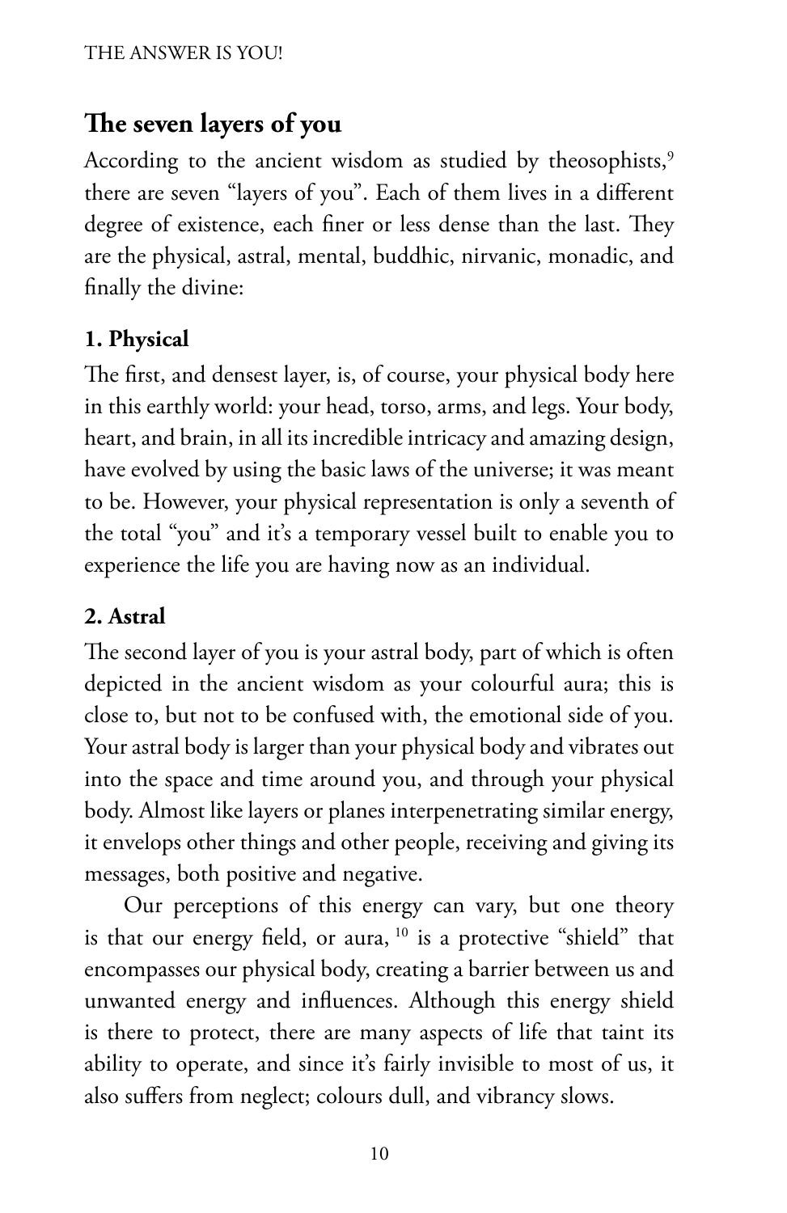## The seven layers of you

According to the ancient wisdom as studied by theosophists,[9] there are seven "layers of you". Each of them lives in a different degree of existence, each finer or less dense than the last. They are the physical, astral, mental, buddhic, nirvanic, monadic, and finally the divine:

### 1. Physical

The first, and densest layer, is, of course, your physical body here in this earthly world: your head, torso, arms, and legs. Your body, heart, and brain, in all its incredible intricacy and amazing design, have evolved by using the basic laws of the universe; it was meant to be. However, your physical representation is only a seventh of the total "you" and it's a temporary vessel built to enable you to experience the life you are having now as an individual.

### 2. Astral

The second layer of you is your astral body, part of which is often depicted in the ancient wisdom as your colourful aura; this is close to, but not to be confused with, the emotional side of you. Your astral body is larger than your physical body and vibrates out into the space and time around you, and through your physical body. Almost like layers or planes interpenetrating similar energy, it envelops other things and other people, receiving and giving its messages, both positive and negative.

Our perceptions of this energy can vary, but one theory is that our energy field, or aura, [10] is a protective "shield" that encompasses our physical body, creating a barrier between us and unwanted energy and influences. Although this energy shield is there to protect, there are many aspects of life that taint its ability to operate, and since it's fairly invisible to most of us, it also suffers from neglect; colours dull, and vibrancy slows.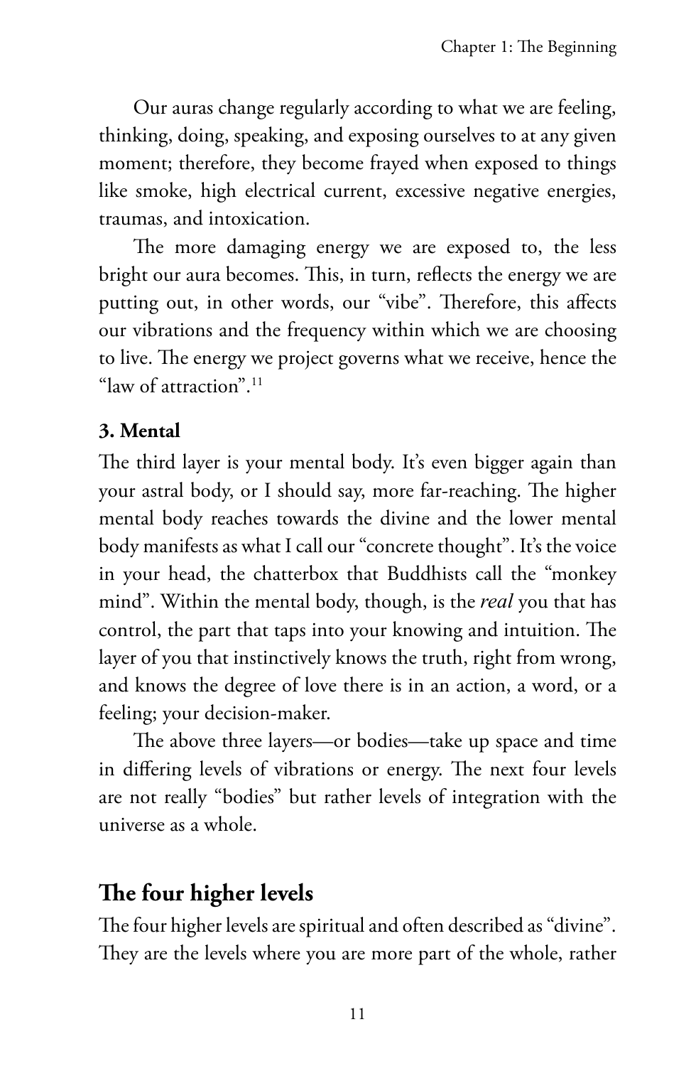Our auras change regularly according to what we are feeling, thinking, doing, speaking, and exposing ourselves to at any given moment; therefore, they become frayed when exposed to things like smoke, high electrical current, excessive negative energies, traumas, and intoxication.

The more damaging energy we are exposed to, the less bright our aura becomes. This, in turn, reflects the energy we are putting out, in other words, our "vibe". Therefore, this affects our vibrations and the frequency within which we are choosing to live. The energy we project governs what we receive, hence the "law of attraction".[11]

**3. Mental**

The third layer is your mental body. It's even bigger again than your astral body, or I should say, more far-reaching. The higher mental body reaches towards the divine and the lower mental body manifests as what I call our "concrete thought". It's the voice in your head, the chatterbox that Buddhists call the "monkey mind". Within the mental body, though, is the *real* you that has control, the part that taps into your knowing and intuition. The layer of you that instinctively knows the truth, right from wrong, and knows the degree of love there is in an action, a word, or a feeling; your decision-maker.

The above three layers—or bodies—take up space and time in differing levels of vibrations or energy. The next four levels are not really "bodies" but rather levels of integration with the universe as a whole.

## The four higher levels

The four higher levels are spiritual and often described as "divine". They are the levels where you are more part of the whole, rather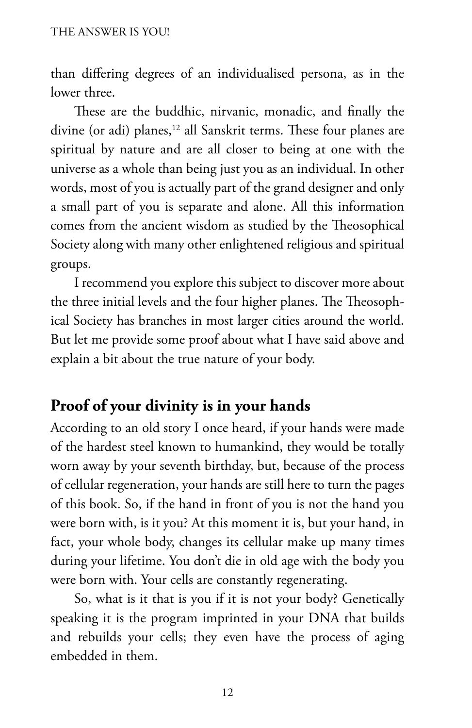than differing degrees of an individualised persona, as in the lower three.

These are the buddhic, nirvanic, monadic, and finally the divine (or adi) planes,[12] all Sanskrit terms. These four planes are spiritual by nature and are all closer to being at one with the universe as a whole than being just you as an individual. In other words, most of you is actually part of the grand designer and only a small part of you is separate and alone. All this information comes from the ancient wisdom as studied by the Theosophical Society along with many other enlightened religious and spiritual groups.

I recommend you explore this subject to discover more about the three initial levels and the four higher planes. The Theosophical Society has branches in most larger cities around the world. But let me provide some proof about what I have said above and explain a bit about the true nature of your body.

## Proof of your divinity is in your hands

According to an old story I once heard, if your hands were made of the hardest steel known to humankind, they would be totally worn away by your seventh birthday, but, because of the process of cellular regeneration, your hands are still here to turn the pages of this book. So, if the hand in front of you is not the hand you were born with, is it you? At this moment it is, but your hand, in fact, your whole body, changes its cellular make up many times during your lifetime. You don't die in old age with the body you were born with. Your cells are constantly regenerating.

So, what is it that is you if it is not your body? Genetically speaking it is the program imprinted in your DNA that builds and rebuilds your cells; they even have the process of aging embedded in them.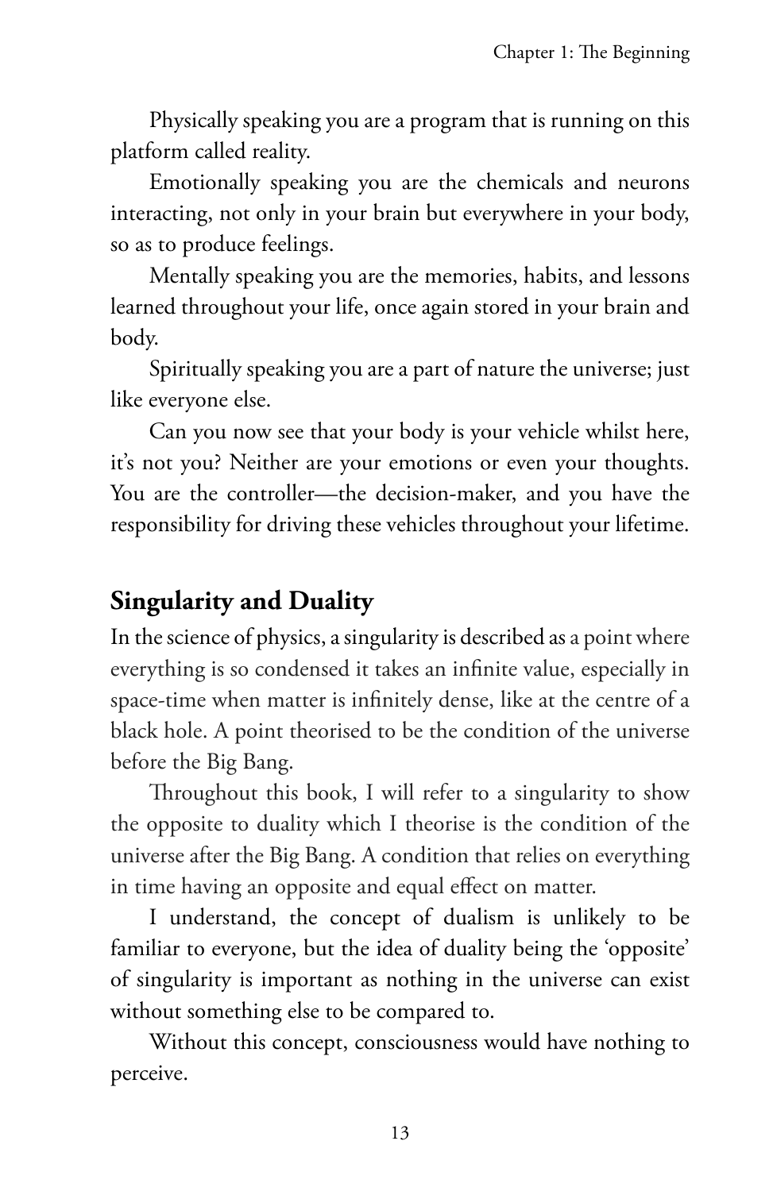Physically speaking you are a program that is running on this platform called reality.

Emotionally speaking you are the chemicals and neurons interacting, not only in your brain but everywhere in your body, so as to produce feelings.

Mentally speaking you are the memories, habits, and lessons learned throughout your life, once again stored in your brain and body.

Spiritually speaking you are a part of nature the universe; just like everyone else.

Can you now see that your body is your vehicle whilst here, it's not you? Neither are your emotions or even your thoughts. You are the controller—the decision-maker, and you have the responsibility for driving these vehicles throughout your lifetime.

## Singularity and Duality

In the science of physics, a singularity is described as a point where everything is so condensed it takes an infinite value, especially in space-time when matter is infinitely dense, like at the centre of a black hole. A point theorised to be the condition of the universe before the Big Bang.

Throughout this book, I will refer to a singularity to show the opposite to duality which I theorise is the condition of the universe after the Big Bang. A condition that relies on everything in time having an opposite and equal effect on matter.

I understand, the concept of dualism is unlikely to be familiar to everyone, but the idea of duality being the 'opposite' of singularity is important as nothing in the universe can exist without something else to be compared to.

Without this concept, consciousness would have nothing to perceive.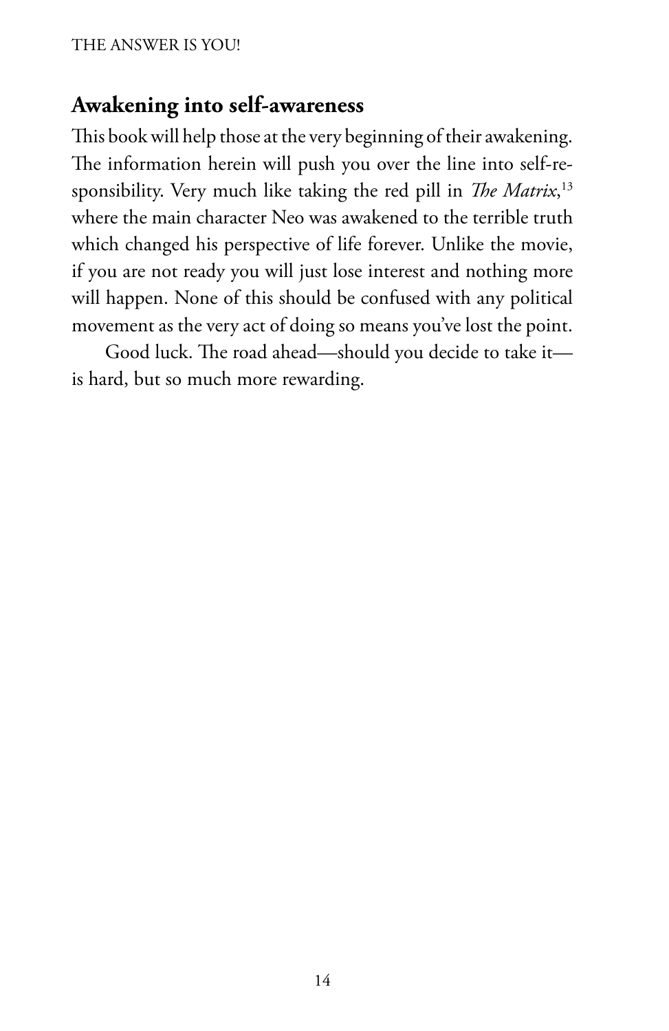## Awakening into self-awareness

This book will help those at the very beginning of their awakening. The information herein will push you over the line into self-responsibility. Very much like taking the red pill in *The Matrix*,[13] where the main character Neo was awakened to the terrible truth which changed his perspective of life forever. Unlike the movie, if you are not ready you will just lose interest and nothing more will happen. None of this should be confused with any political movement as the very act of doing so means you've lost the point.

Good luck. The road ahead—should you decide to take it—is hard, but so much more rewarding.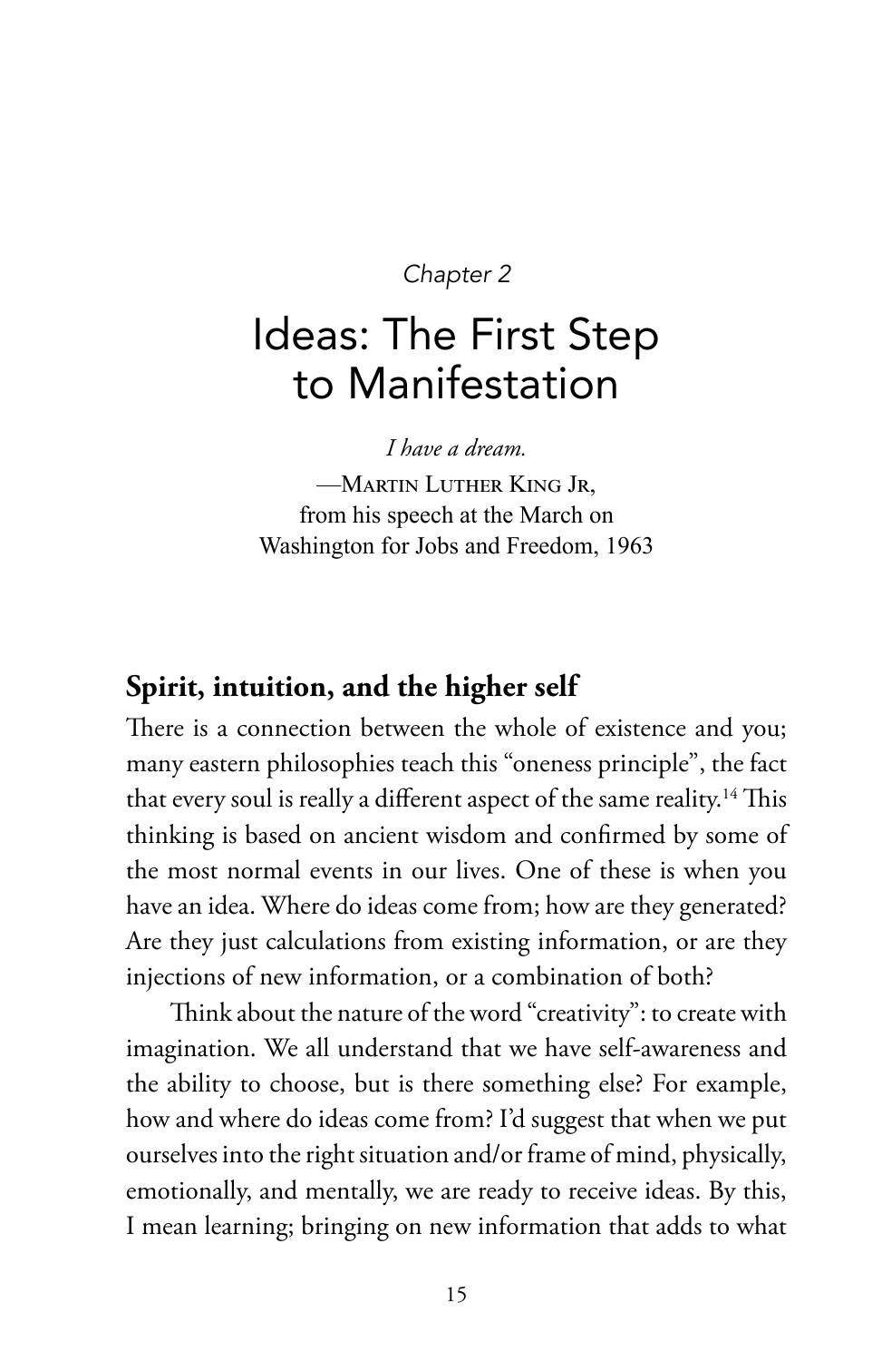*Chapter 2*

# Ideas: The First Step to Manifestation

*I have a dream.*

—Martin Luther King Jr, from his speech at the March on Washington for Jobs and Freedom, 1963

## Spirit, intuition, and the higher self

There is a connection between the whole of existence and you; many eastern philosophies teach this "oneness principle", the fact that every soul is really a different aspect of the same reality.[14] This thinking is based on ancient wisdom and confirmed by some of the most normal events in our lives. One of these is when you have an idea. Where do ideas come from; how are they generated? Are they just calculations from existing information, or are they injections of new information, or a combination of both?

Think about the nature of the word "creativity": to create with imagination. We all understand that we have self-awareness and the ability to choose, but is there something else? For example, how and where do ideas come from? I'd suggest that when we put ourselves into the right situation and/or frame of mind, physically, emotionally, and mentally, we are ready to receive ideas. By this, I mean learning; bringing on new information that adds to what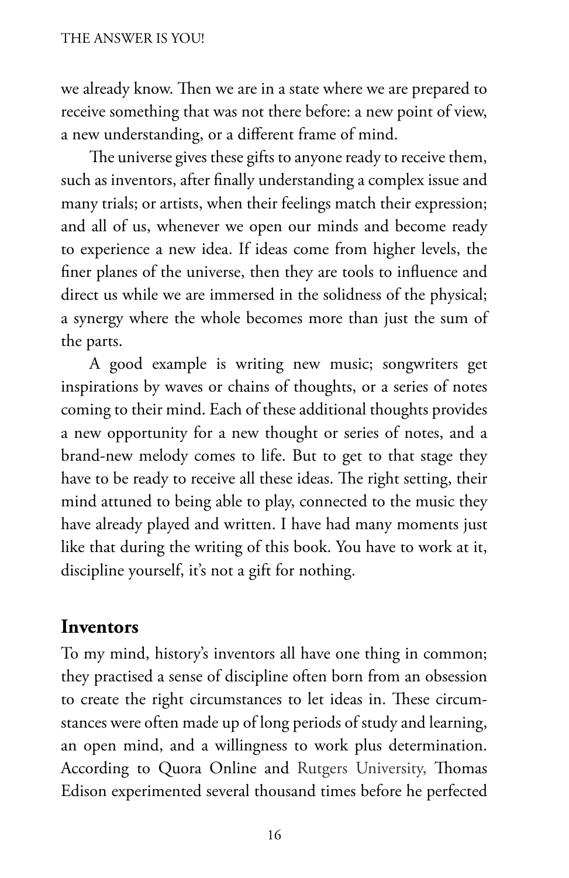we already know. Then we are in a state where we are prepared to receive something that was not there before: a new point of view, a new understanding, or a different frame of mind.

The universe gives these gifts to anyone ready to receive them, such as inventors, after finally understanding a complex issue and many trials; or artists, when their feelings match their expression; and all of us, whenever we open our minds and become ready to experience a new idea. If ideas come from higher levels, the finer planes of the universe, then they are tools to influence and direct us while we are immersed in the solidness of the physical; a synergy where the whole becomes more than just the sum of the parts.

A good example is writing new music; songwriters get inspirations by waves or chains of thoughts, or a series of notes coming to their mind. Each of these additional thoughts provides a new opportunity for a new thought or series of notes, and a brand-new melody comes to life. But to get to that stage they have to be ready to receive all these ideas. The right setting, their mind attuned to being able to play, connected to the music they have already played and written. I have had many moments just like that during the writing of this book. You have to work at it, discipline yourself, it's not a gift for nothing.

## Inventors

To my mind, history's inventors all have one thing in common; they practised a sense of discipline often born from an obsession to create the right circumstances to let ideas in. These circumstances were often made up of long periods of study and learning, an open mind, and a willingness to work plus determination. According to Quora Online and Rutgers University, Thomas Edison experimented several thousand times before he perfected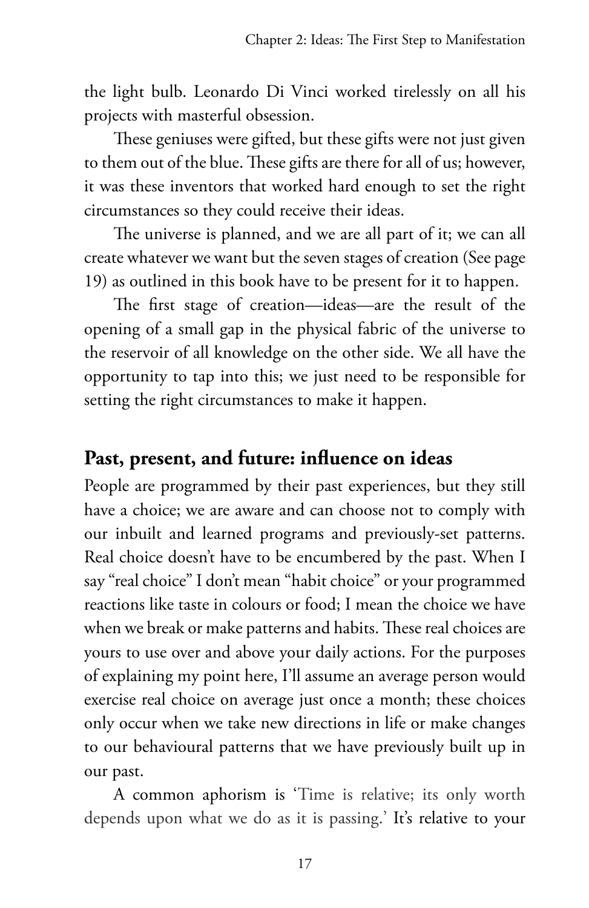the light bulb. Leonardo Di Vinci worked tirelessly on all his projects with masterful obsession.

These geniuses were gifted, but these gifts were not just given to them out of the blue. These gifts are there for all of us; however, it was these inventors that worked hard enough to set the right circumstances so they could receive their ideas.

The universe is planned, and we are all part of it; we can all create whatever we want but the seven stages of creation (See page 19) as outlined in this book have to be present for it to happen.

The first stage of creation—ideas—are the result of the opening of a small gap in the physical fabric of the universe to the reservoir of all knowledge on the other side. We all have the opportunity to tap into this; we just need to be responsible for setting the right circumstances to make it happen.

## Past, present, and future: influence on ideas

People are programmed by their past experiences, but they still have a choice; we are aware and can choose not to comply with our inbuilt and learned programs and previously-set patterns. Real choice doesn't have to be encumbered by the past. When I say "real choice" I don't mean "habit choice" or your programmed reactions like taste in colours or food; I mean the choice we have when we break or make patterns and habits. These real choices are yours to use over and above your daily actions. For the purposes of explaining my point here, I'll assume an average person would exercise real choice on average just once a month; these choices only occur when we take new directions in life or make changes to our behavioural patterns that we have previously built up in our past.

A common aphorism is 'Time is relative; its only worth depends upon what we do as it is passing.' It's relative to your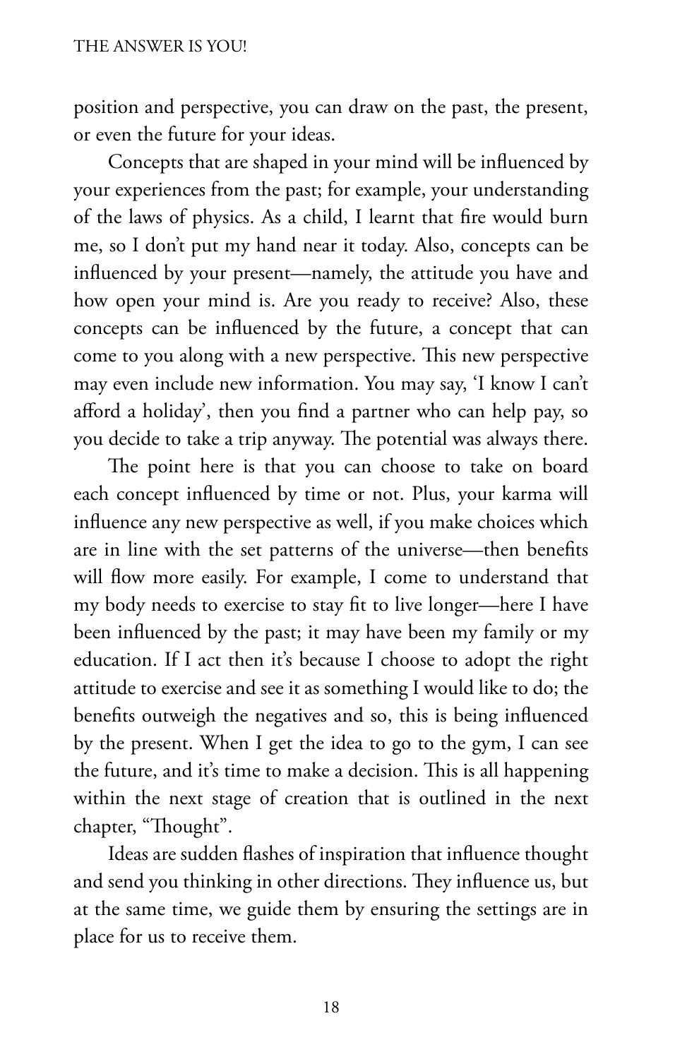position and perspective, you can draw on the past, the present, or even the future for your ideas.

Concepts that are shaped in your mind will be influenced by your experiences from the past; for example, your understanding of the laws of physics. As a child, I learnt that fire would burn me, so I don't put my hand near it today. Also, concepts can be influenced by your present—namely, the attitude you have and how open your mind is. Are you ready to receive? Also, these concepts can be influenced by the future, a concept that can come to you along with a new perspective. This new perspective may even include new information. You may say, 'I know I can't afford a holiday', then you find a partner who can help pay, so you decide to take a trip anyway. The potential was always there.

The point here is that you can choose to take on board each concept influenced by time or not. Plus, your karma will influence any new perspective as well, if you make choices which are in line with the set patterns of the universe—then benefits will flow more easily. For example, I come to understand that my body needs to exercise to stay fit to live longer—here I have been influenced by the past; it may have been my family or my education. If I act then it's because I choose to adopt the right attitude to exercise and see it as something I would like to do; the benefits outweigh the negatives and so, this is being influenced by the present. When I get the idea to go to the gym, I can see the future, and it's time to make a decision. This is all happening within the next stage of creation that is outlined in the next chapter, "Thought".

Ideas are sudden flashes of inspiration that influence thought and send you thinking in other directions. They influence us, but at the same time, we guide them by ensuring the settings are in place for us to receive them.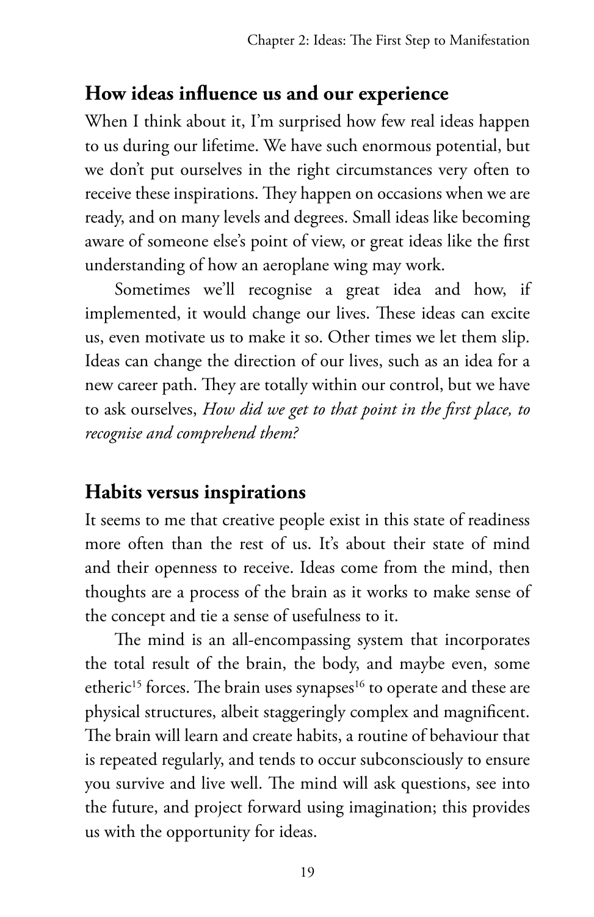## How ideas influence us and our experience

When I think about it, I'm surprised how few real ideas happen to us during our lifetime. We have such enormous potential, but we don't put ourselves in the right circumstances very often to receive these inspirations. They happen on occasions when we are ready, and on many levels and degrees. Small ideas like becoming aware of someone else's point of view, or great ideas like the first understanding of how an aeroplane wing may work.

Sometimes we'll recognise a great idea and how, if implemented, it would change our lives. These ideas can excite us, even motivate us to make it so. Other times we let them slip. Ideas can change the direction of our lives, such as an idea for a new career path. They are totally within our control, but we have to ask ourselves, *How did we get to that point in the first place, to recognise and comprehend them?*

## Habits versus inspirations

It seems to me that creative people exist in this state of readiness more often than the rest of us. It's about their state of mind and their openness to receive. Ideas come from the mind, then thoughts are a process of the brain as it works to make sense of the concept and tie a sense of usefulness to it.

The mind is an all-encompassing system that incorporates the total result of the brain, the body, and maybe even, some etheric[15] forces. The brain uses synapses[16] to operate and these are physical structures, albeit staggeringly complex and magnificent. The brain will learn and create habits, a routine of behaviour that is repeated regularly, and tends to occur subconsciously to ensure you survive and live well. The mind will ask questions, see into the future, and project forward using imagination; this provides us with the opportunity for ideas.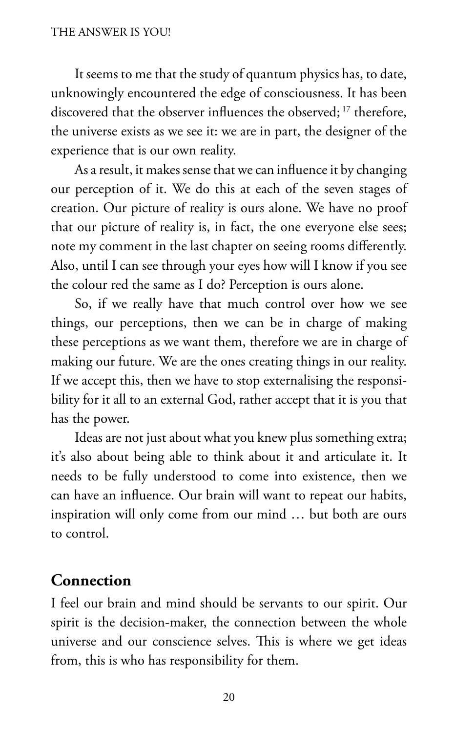It seems to me that the study of quantum physics has, to date, unknowingly encountered the edge of consciousness. It has been discovered that the observer influences the observed; [17] therefore, the universe exists as we see it: we are in part, the designer of the experience that is our own reality.

As a result, it makes sense that we can influence it by changing our perception of it. We do this at each of the seven stages of creation. Our picture of reality is ours alone. We have no proof that our picture of reality is, in fact, the one everyone else sees; note my comment in the last chapter on seeing rooms differently. Also, until I can see through your eyes how will I know if you see the colour red the same as I do? Perception is ours alone.

So, if we really have that much control over how we see things, our perceptions, then we can be in charge of making these perceptions as we want them, therefore we are in charge of making our future. We are the ones creating things in our reality. If we accept this, then we have to stop externalising the responsibility for it all to an external God, rather accept that it is you that has the power.

Ideas are not just about what you knew plus something extra; it's also about being able to think about it and articulate it. It needs to be fully understood to come into existence, then we can have an influence. Our brain will want to repeat our habits, inspiration will only come from our mind … but both are ours to control.

## Connection

I feel our brain and mind should be servants to our spirit. Our spirit is the decision-maker, the connection between the whole universe and our conscience selves. This is where we get ideas from, this is who has responsibility for them.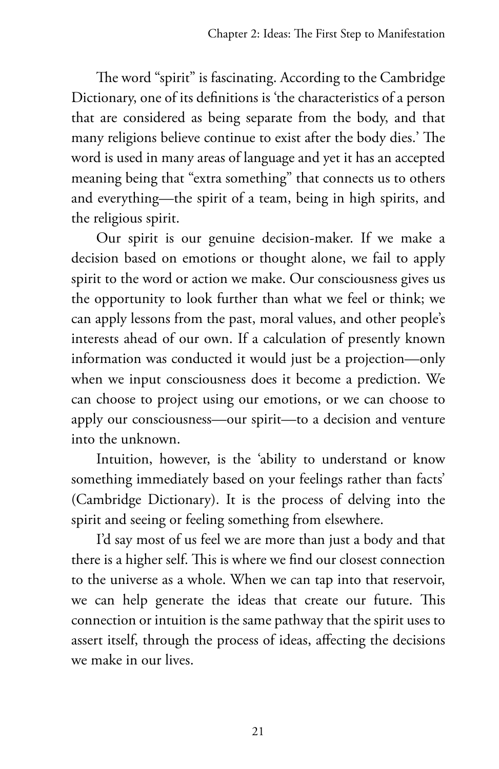The word "spirit" is fascinating. According to the Cambridge Dictionary, one of its definitions is 'the characteristics of a person that are considered as being separate from the body, and that many religions believe continue to exist after the body dies.' The word is used in many areas of language and yet it has an accepted meaning being that "extra something" that connects us to others and everything—the spirit of a team, being in high spirits, and the religious spirit.

Our spirit is our genuine decision-maker. If we make a decision based on emotions or thought alone, we fail to apply spirit to the word or action we make. Our consciousness gives us the opportunity to look further than what we feel or think; we can apply lessons from the past, moral values, and other people's interests ahead of our own. If a calculation of presently known information was conducted it would just be a projection—only when we input consciousness does it become a prediction. We can choose to project using our emotions, or we can choose to apply our consciousness—our spirit—to a decision and venture into the unknown.

Intuition, however, is the 'ability to understand or know something immediately based on your feelings rather than facts' (Cambridge Dictionary). It is the process of delving into the spirit and seeing or feeling something from elsewhere.

I'd say most of us feel we are more than just a body and that there is a higher self. This is where we find our closest connection to the universe as a whole. When we can tap into that reservoir, we can help generate the ideas that create our future. This connection or intuition is the same pathway that the spirit uses to assert itself, through the process of ideas, affecting the decisions we make in our lives.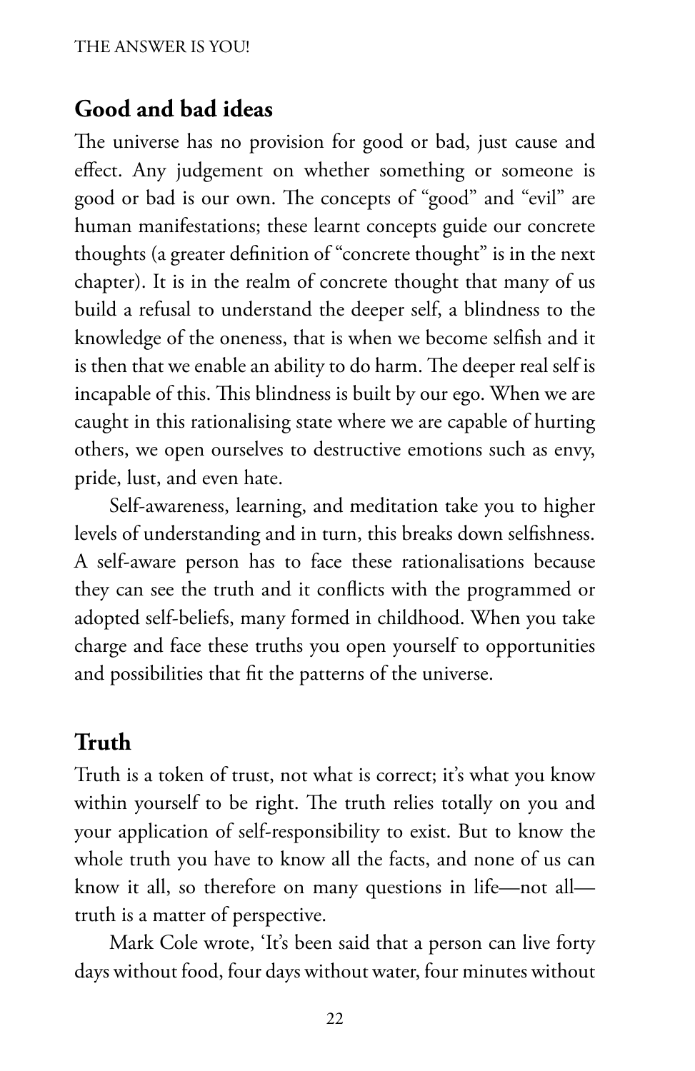## Good and bad ideas

The universe has no provision for good or bad, just cause and effect. Any judgement on whether something or someone is good or bad is our own. The concepts of "good" and "evil" are human manifestations; these learnt concepts guide our concrete thoughts (a greater definition of "concrete thought" is in the next chapter). It is in the realm of concrete thought that many of us build a refusal to understand the deeper self, a blindness to the knowledge of the oneness, that is when we become selfish and it is then that we enable an ability to do harm. The deeper real self is incapable of this. This blindness is built by our ego. When we are caught in this rationalising state where we are capable of hurting others, we open ourselves to destructive emotions such as envy, pride, lust, and even hate.

Self-awareness, learning, and meditation take you to higher levels of understanding and in turn, this breaks down selfishness. A self-aware person has to face these rationalisations because they can see the truth and it conflicts with the programmed or adopted self-beliefs, many formed in childhood. When you take charge and face these truths you open yourself to opportunities and possibilities that fit the patterns of the universe.

## Truth

Truth is a token of trust, not what is correct; it's what you know within yourself to be right. The truth relies totally on you and your application of self-responsibility to exist. But to know the whole truth you have to know all the facts, and none of us can know it all, so therefore on many questions in life—not all—truth is a matter of perspective.

Mark Cole wrote, 'It's been said that a person can live forty days without food, four days without water, four minutes without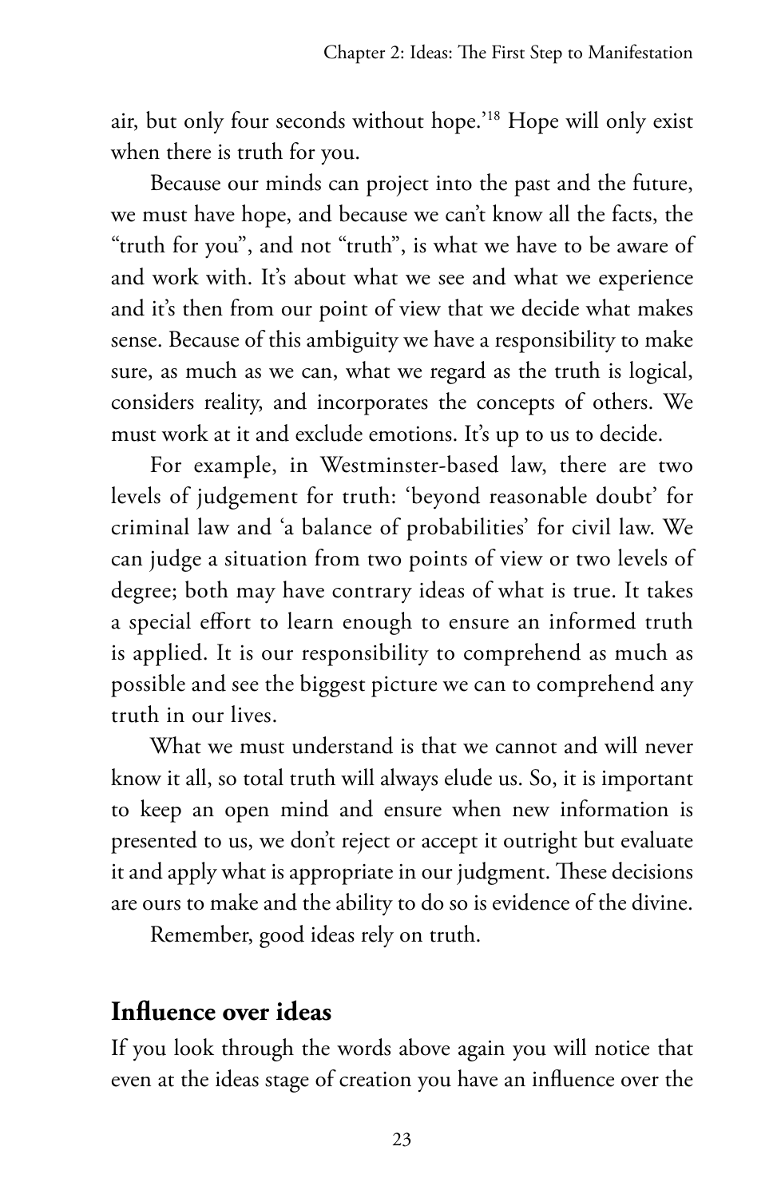air, but only four seconds without hope.'[18] Hope will only exist when there is truth for you.

Because our minds can project into the past and the future, we must have hope, and because we can't know all the facts, the "truth for you", and not "truth", is what we have to be aware of and work with. It's about what we see and what we experience and it's then from our point of view that we decide what makes sense. Because of this ambiguity we have a responsibility to make sure, as much as we can, what we regard as the truth is logical, considers reality, and incorporates the concepts of others. We must work at it and exclude emotions. It's up to us to decide.

For example, in Westminster-based law, there are two levels of judgement for truth: 'beyond reasonable doubt' for criminal law and 'a balance of probabilities' for civil law. We can judge a situation from two points of view or two levels of degree; both may have contrary ideas of what is true. It takes a special effort to learn enough to ensure an informed truth is applied. It is our responsibility to comprehend as much as possible and see the biggest picture we can to comprehend any truth in our lives.

What we must understand is that we cannot and will never know it all, so total truth will always elude us. So, it is important to keep an open mind and ensure when new information is presented to us, we don't reject or accept it outright but evaluate it and apply what is appropriate in our judgment. These decisions are ours to make and the ability to do so is evidence of the divine.

Remember, good ideas rely on truth.

## Influence over ideas

If you look through the words above again you will notice that even at the ideas stage of creation you have an influence over the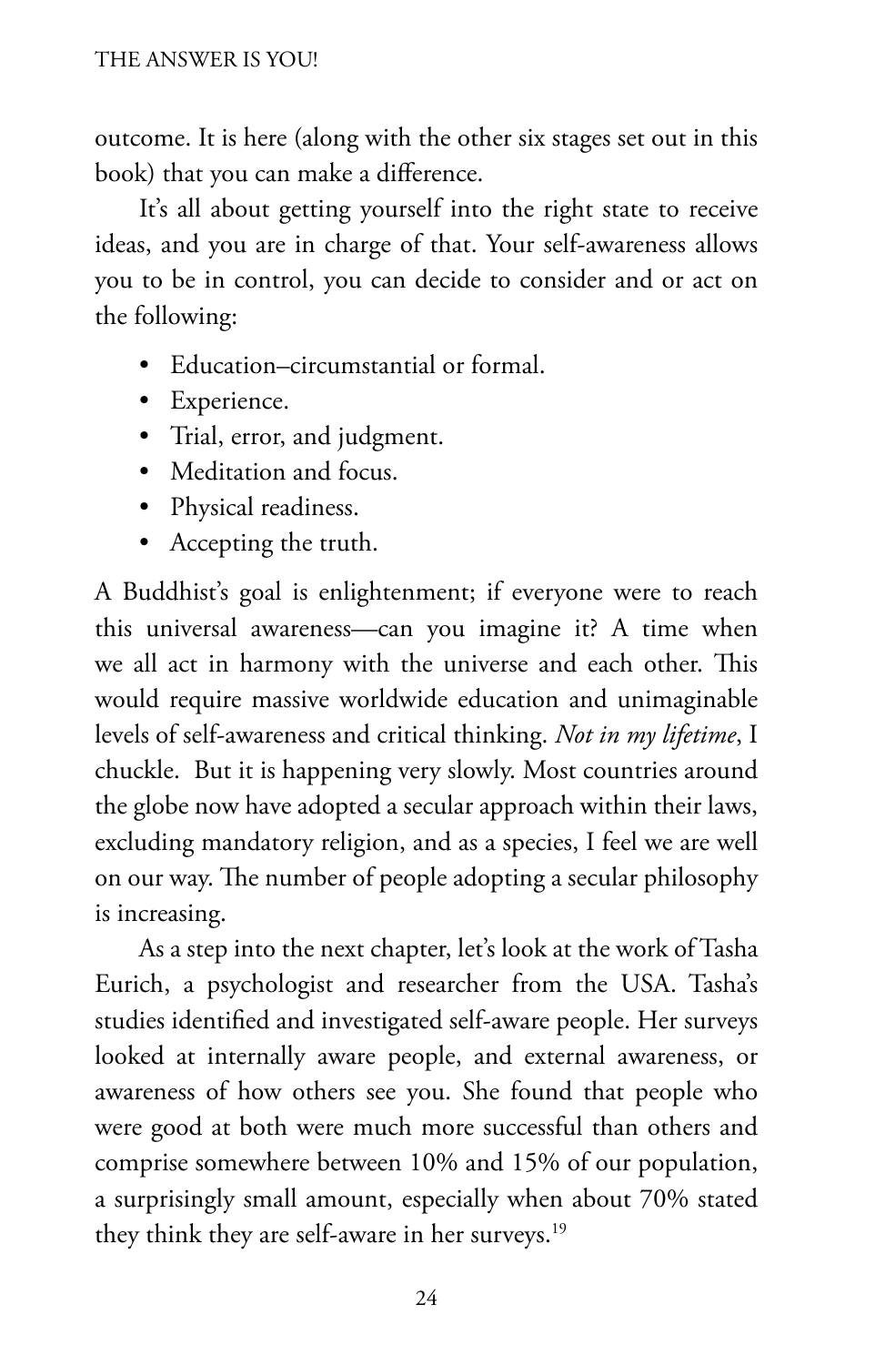outcome. It is here (along with the other six stages set out in this book) that you can make a difference.

It's all about getting yourself into the right state to receive ideas, and you are in charge of that. Your self-awareness allows you to be in control, you can decide to consider and or act on the following:

- Education–circumstantial or formal.
- Experience.
- Trial, error, and judgment.
- Meditation and focus.
- Physical readiness.
- Accepting the truth.

A Buddhist's goal is enlightenment; if everyone were to reach this universal awareness—can you imagine it? A time when we all act in harmony with the universe and each other. This would require massive worldwide education and unimaginable levels of self-awareness and critical thinking. *Not in my lifetime*, I chuckle. But it is happening very slowly. Most countries around the globe now have adopted a secular approach within their laws, excluding mandatory religion, and as a species, I feel we are well on our way. The number of people adopting a secular philosophy is increasing.

As a step into the next chapter, let's look at the work of Tasha Eurich, a psychologist and researcher from the USA. Tasha's studies identified and investigated self-aware people. Her surveys looked at internally aware people, and external awareness, or awareness of how others see you. She found that people who were good at both were much more successful than others and comprise somewhere between 10% and 15% of our population, a surprisingly small amount, especially when about 70% stated they think they are self-aware in her surveys.[19]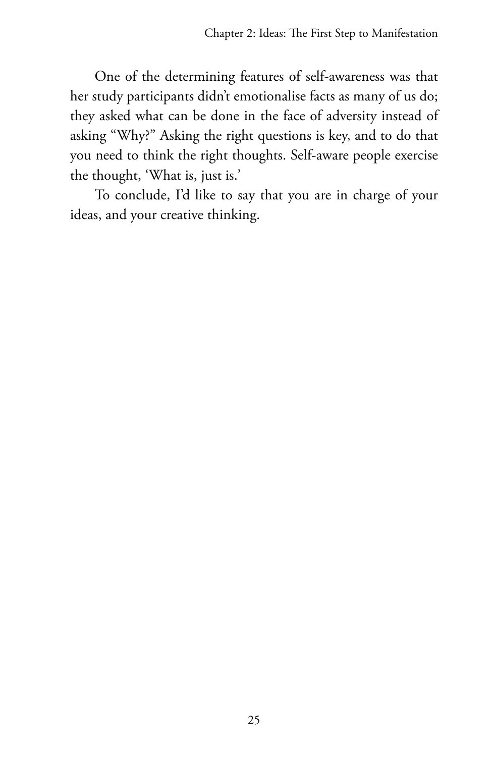One of the determining features of self-awareness was that her study participants didn't emotionalise facts as many of us do; they asked what can be done in the face of adversity instead of asking "Why?" Asking the right questions is key, and to do that you need to think the right thoughts. Self-aware people exercise the thought, 'What is, just is.'

To conclude, I'd like to say that you are in charge of your ideas, and your creative thinking.